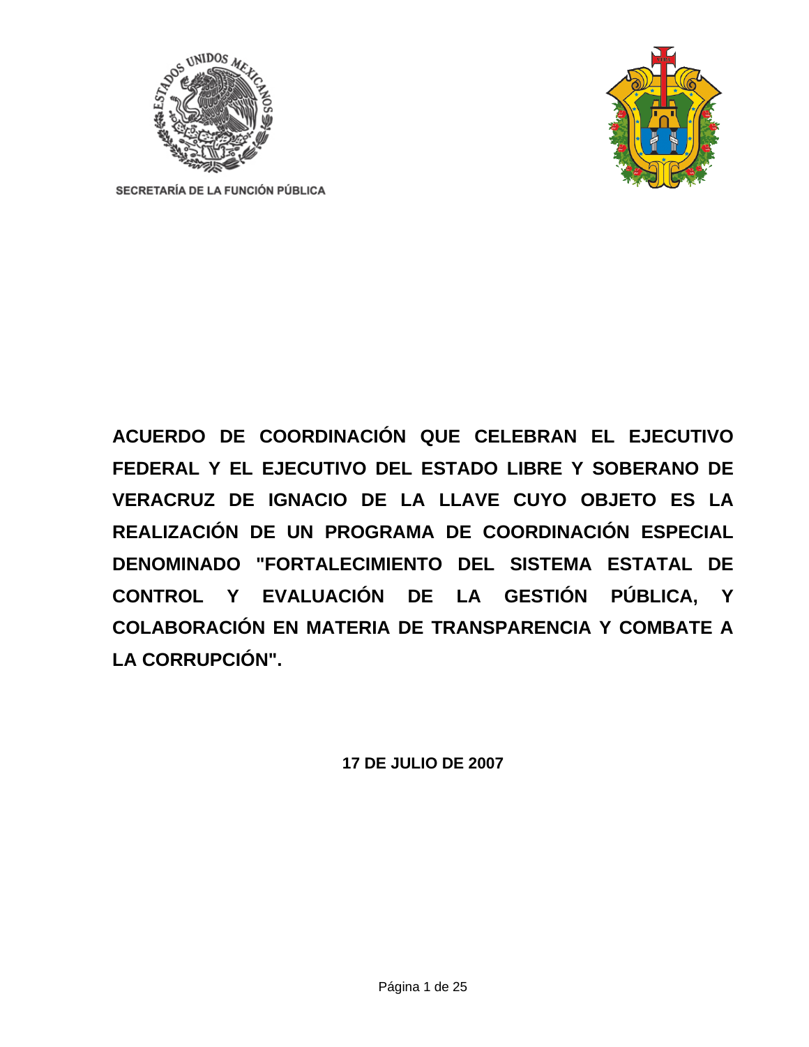SECRETARÍA DE LA FUNCIÓN PÚBLICA

# ACUERDO DE COORDINACIÓN QUE CELEBRAN EL EJECUTIVO FEDERAL Y EL EJECUTIVO DEL ESTADO LIBRE Y SOBERANO DE VERACRUZ DE IGNACIO DE LA LLAVE CUYO OBJETO ES LA REALIZACIÓN DE UN PROGRAMA DE COORDINACIÓN ESPECIAL DENOMINADO "FORTALECIMIENTO DEL SISTEMA ESTATAL DE CONTROL Y EVALUACIÓN DE LA GESTIÓN PÚBLICA, Y COLABORACIÓN EN MATERIA DE TRANSPARENCIA Y COMBATE A LA CORRUPCIÓN".

**17 DE JULIO DE 2007**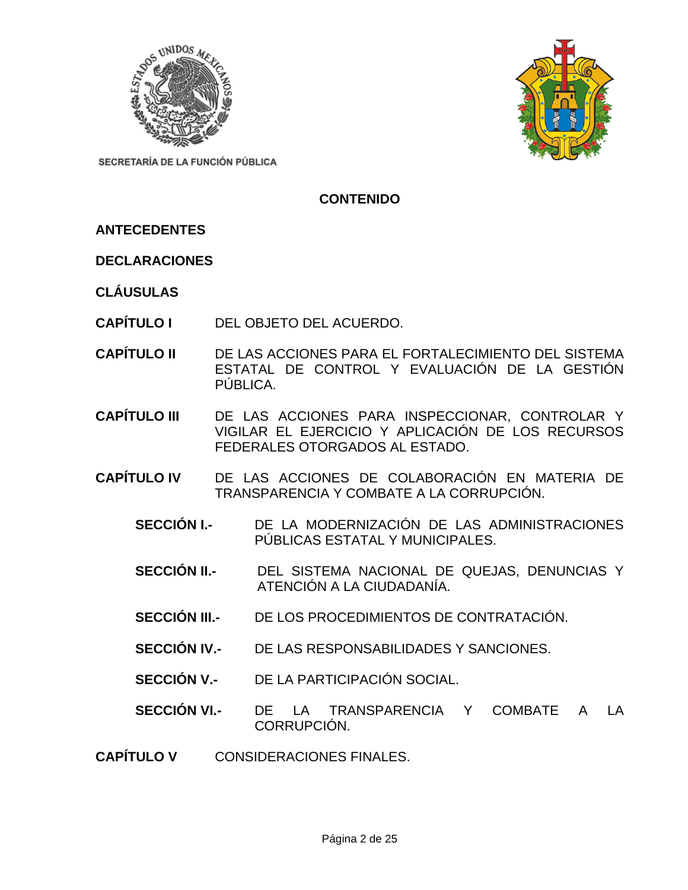SECRETARÍA DE LA FUNCIÓN PÚBLICA

# CONTENIDO

**ANTECEDENTES**

**DECLARACIONES**

**CLÁUSULAS**

**CAPÍTULO I** DEL OBJETO DEL ACUERDO.

**CAPÍTULO II** DE LAS ACCIONES PARA EL FORTALECIMIENTO DEL SISTEMA ESTATAL DE CONTROL Y EVALUACIÓN DE LA GESTIÓN PÚBLICA.

**CAPÍTULO III** DE LAS ACCIONES PARA INSPECCIONAR, CONTROLAR Y VIGILAR EL EJERCICIO Y APLICACIÓN DE LOS RECURSOS FEDERALES OTORGADOS AL ESTADO.

**CAPÍTULO IV** DE LAS ACCIONES DE COLABORACIÓN EN MATERIA DE TRANSPARENCIA Y COMBATE A LA CORRUPCIÓN.

- **SECCIÓN I.-** DE LA MODERNIZACIÓN DE LAS ADMINISTRACIONES PÚBLICAS ESTATAL Y MUNICIPALES.
- **SECCIÓN II.-** DEL SISTEMA NACIONAL DE QUEJAS, DENUNCIAS Y ATENCIÓN A LA CIUDADANÍA.
- **SECCIÓN III.-** DE LOS PROCEDIMIENTOS DE CONTRATACIÓN.
- **SECCIÓN IV.-** DE LAS RESPONSABILIDADES Y SANCIONES.
- **SECCIÓN V.-** DE LA PARTICIPACIÓN SOCIAL.
- **SECCIÓN VI.-** DE LA TRANSPARENCIA Y COMBATE A LA CORRUPCIÓN.

**CAPÍTULO V** CONSIDERACIONES FINALES.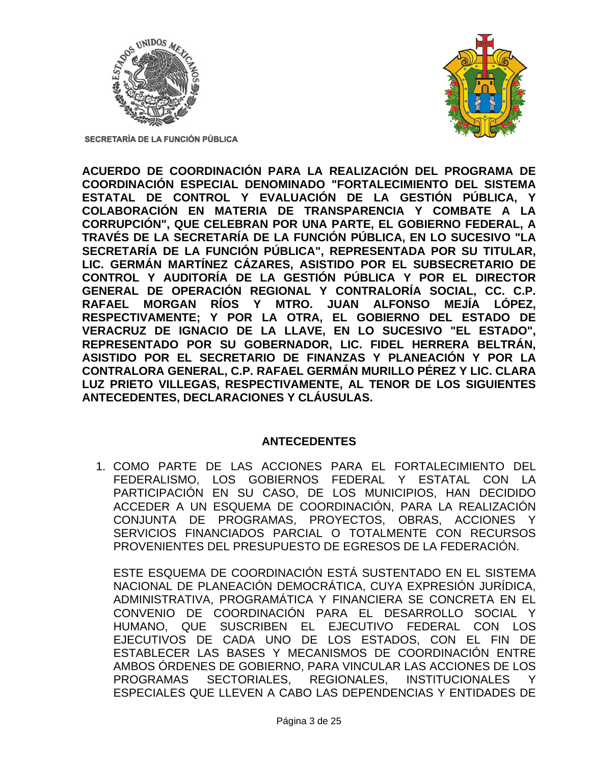SECRETARÍA DE LA FUNCIÓN PÚBLICA

**ACUERDO DE COORDINACIÓN PARA LA REALIZACIÓN DEL PROGRAMA DE COORDINACIÓN ESPECIAL DENOMINADO "FORTALECIMIENTO DEL SISTEMA ESTATAL DE CONTROL Y EVALUACIÓN DE LA GESTIÓN PÚBLICA, Y COLABORACIÓN EN MATERIA DE TRANSPARENCIA Y COMBATE A LA CORRUPCIÓN", QUE CELEBRAN POR UNA PARTE, EL GOBIERNO FEDERAL, A TRAVÉS DE LA SECRETARÍA DE LA FUNCIÓN PÚBLICA, EN LO SUCESIVO "LA SECRETARÍA DE LA FUNCIÓN PÚBLICA", REPRESENTADA POR SU TITULAR, LIC. GERMÁN MARTÍNEZ CÁZARES, ASISTIDO POR EL SUBSECRETARIO DE CONTROL Y AUDITORÍA DE LA GESTIÓN PÚBLICA Y POR EL DIRECTOR GENERAL DE OPERACIÓN REGIONAL Y CONTRALORÍA SOCIAL, CC. C.P. RAFAEL MORGAN RÍOS Y MTRO. JUAN ALFONSO MEJÍA LÓPEZ, RESPECTIVAMENTE; Y POR LA OTRA, EL GOBIERNO DEL ESTADO DE VERACRUZ DE IGNACIO DE LA LLAVE, EN LO SUCESIVO "EL ESTADO", REPRESENTADO POR SU GOBERNADOR, LIC. FIDEL HERRERA BELTRÁN, ASISTIDO POR EL SECRETARIO DE FINANZAS Y PLANEACIÓN Y POR LA CONTRALORA GENERAL, C.P. RAFAEL GERMÁN MURILLO PÉREZ Y LIC. CLARA LUZ PRIETO VILLEGAS, RESPECTIVAMENTE, AL TENOR DE LOS SIGUIENTES ANTECEDENTES, DECLARACIONES Y CLÁUSULAS.**

## ANTECEDENTES

1. COMO PARTE DE LAS ACCIONES PARA EL FORTALECIMIENTO DEL FEDERALISMO, LOS GOBIERNOS FEDERAL Y ESTATAL CON LA PARTICIPACIÓN EN SU CASO, DE LOS MUNICIPIOS, HAN DECIDIDO ACCEDER A UN ESQUEMA DE COORDINACIÓN, PARA LA REALIZACIÓN CONJUNTA DE PROGRAMAS, PROYECTOS, OBRAS, ACCIONES Y SERVICIOS FINANCIADOS PARCIAL O TOTALMENTE CON RECURSOS PROVENIENTES DEL PRESUPUESTO DE EGRESOS DE LA FEDERACIÓN.

   ESTE ESQUEMA DE COORDINACIÓN ESTÁ SUSTENTADO EN EL SISTEMA NACIONAL DE PLANEACIÓN DEMOCRÁTICA, CUYA EXPRESIÓN JURÍDICA, ADMINISTRATIVA, PROGRAMÁTICA Y FINANCIERA SE CONCRETA EN EL CONVENIO DE COORDINACIÓN PARA EL DESARROLLO SOCIAL Y HUMANO, QUE SUSCRIBEN EL EJECUTIVO FEDERAL CON LOS EJECUTIVOS DE CADA UNO DE LOS ESTADOS, CON EL FIN DE ESTABLECER LAS BASES Y MECANISMOS DE COORDINACIÓN ENTRE AMBOS ÓRDENES DE GOBIERNO, PARA VINCULAR LAS ACCIONES DE LOS PROGRAMAS SECTORIALES, REGIONALES, INSTITUCIONALES Y ESPECIALES QUE LLEVEN A CABO LAS DEPENDENCIAS Y ENTIDADES DE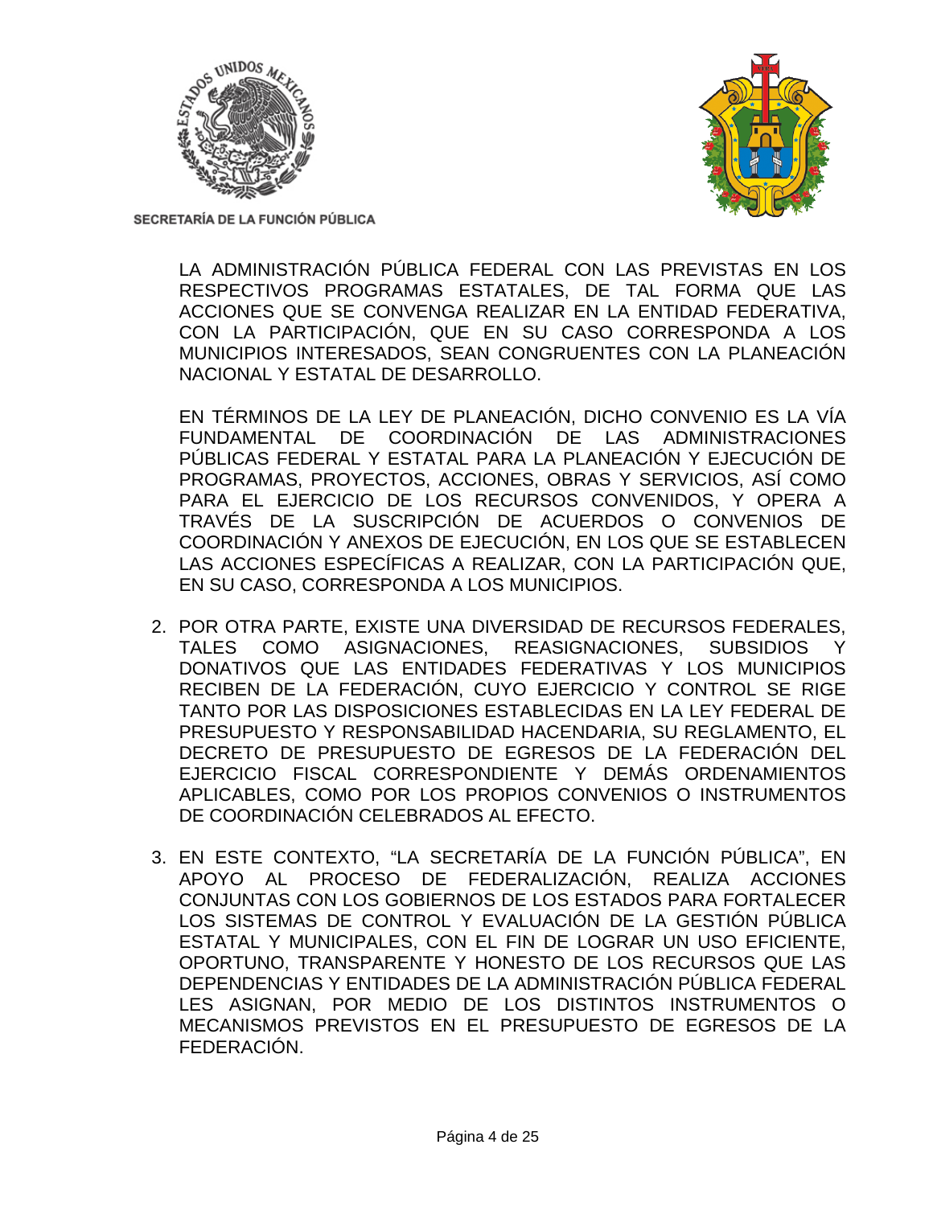LA ADMINISTRACIÓN PÚBLICA FEDERAL CON LAS PREVISTAS EN LOS RESPECTIVOS PROGRAMAS ESTATALES, DE TAL FORMA QUE LAS ACCIONES QUE SE CONVENGA REALIZAR EN LA ENTIDAD FEDERATIVA, CON LA PARTICIPACIÓN, QUE EN SU CASO CORRESPONDA A LOS MUNICIPIOS INTERESADOS, SEAN CONGRUENTES CON LA PLANEACIÓN NACIONAL Y ESTATAL DE DESARROLLO.

EN TÉRMINOS DE LA LEY DE PLANEACIÓN, DICHO CONVENIO ES LA VÍA FUNDAMENTAL DE COORDINACIÓN DE LAS ADMINISTRACIONES PÚBLICAS FEDERAL Y ESTATAL PARA LA PLANEACIÓN Y EJECUCIÓN DE PROGRAMAS, PROYECTOS, ACCIONES, OBRAS Y SERVICIOS, ASÍ COMO PARA EL EJERCICIO DE LOS RECURSOS CONVENIDOS, Y OPERA A TRAVÉS DE LA SUSCRIPCIÓN DE ACUERDOS O CONVENIOS DE COORDINACIÓN Y ANEXOS DE EJECUCIÓN, EN LOS QUE SE ESTABLECEN LAS ACCIONES ESPECÍFICAS A REALIZAR, CON LA PARTICIPACIÓN QUE, EN SU CASO, CORRESPONDA A LOS MUNICIPIOS.

2. POR OTRA PARTE, EXISTE UNA DIVERSIDAD DE RECURSOS FEDERALES, TALES COMO ASIGNACIONES, REASIGNACIONES, SUBSIDIOS Y DONATIVOS QUE LAS ENTIDADES FEDERATIVAS Y LOS MUNICIPIOS RECIBEN DE LA FEDERACIÓN, CUYO EJERCICIO Y CONTROL SE RIGE TANTO POR LAS DISPOSICIONES ESTABLECIDAS EN LA LEY FEDERAL DE PRESUPUESTO Y RESPONSABILIDAD HACENDARIA, SU REGLAMENTO, EL DECRETO DE PRESUPUESTO DE EGRESOS DE LA FEDERACIÓN DEL EJERCICIO FISCAL CORRESPONDIENTE Y DEMÁS ORDENAMIENTOS APLICABLES, COMO POR LOS PROPIOS CONVENIOS O INSTRUMENTOS DE COORDINACIÓN CELEBRADOS AL EFECTO.

3. EN ESTE CONTEXTO, "LA SECRETARÍA DE LA FUNCIÓN PÚBLICA", EN APOYO AL PROCESO DE FEDERALIZACIÓN, REALIZA ACCIONES CONJUNTAS CON LOS GOBIERNOS DE LOS ESTADOS PARA FORTALECER LOS SISTEMAS DE CONTROL Y EVALUACIÓN DE LA GESTIÓN PÚBLICA ESTATAL Y MUNICIPALES, CON EL FIN DE LOGRAR UN USO EFICIENTE, OPORTUNO, TRANSPARENTE Y HONESTO DE LOS RECURSOS QUE LAS DEPENDENCIAS Y ENTIDADES DE LA ADMINISTRACIÓN PÚBLICA FEDERAL LES ASIGNAN, POR MEDIO DE LOS DISTINTOS INSTRUMENTOS O MECANISMOS PREVISTOS EN EL PRESUPUESTO DE EGRESOS DE LA FEDERACIÓN.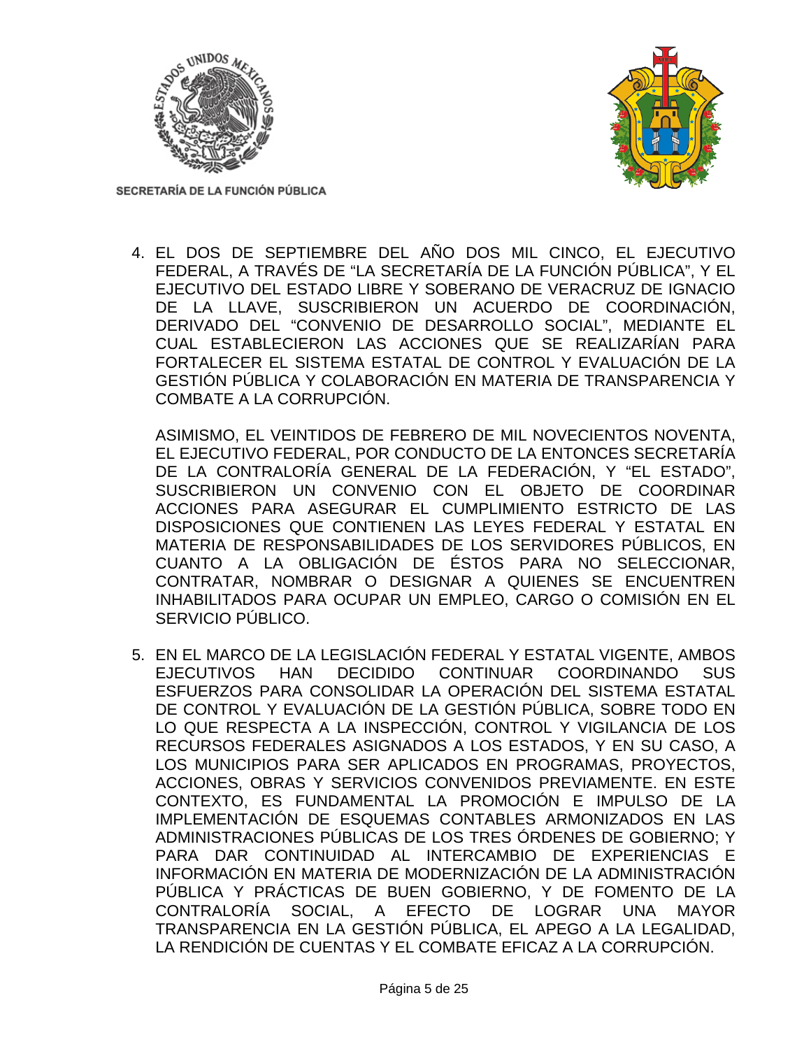4. EL DOS DE SEPTIEMBRE DEL AÑO DOS MIL CINCO, EL EJECUTIVO FEDERAL, A TRAVÉS DE "LA SECRETARÍA DE LA FUNCIÓN PÚBLICA", Y EL EJECUTIVO DEL ESTADO LIBRE Y SOBERANO DE VERACRUZ DE IGNACIO DE LA LLAVE, SUSCRIBIERON UN ACUERDO DE COORDINACIÓN, DERIVADO DEL "CONVENIO DE DESARROLLO SOCIAL", MEDIANTE EL CUAL ESTABLECIERON LAS ACCIONES QUE SE REALIZARÍAN PARA FORTALECER EL SISTEMA ESTATAL DE CONTROL Y EVALUACIÓN DE LA GESTIÓN PÚBLICA Y COLABORACIÓN EN MATERIA DE TRANSPARENCIA Y COMBATE A LA CORRUPCIÓN.

   ASIMISMO, EL VEINTIDOS DE FEBRERO DE MIL NOVECIENTOS NOVENTA, EL EJECUTIVO FEDERAL, POR CONDUCTO DE LA ENTONCES SECRETARÍA DE LA CONTRALORÍA GENERAL DE LA FEDERACIÓN, Y "EL ESTADO", SUSCRIBIERON UN CONVENIO CON EL OBJETO DE COORDINAR ACCIONES PARA ASEGURAR EL CUMPLIMIENTO ESTRICTO DE LAS DISPOSICIONES QUE CONTIENEN LAS LEYES FEDERAL Y ESTATAL EN MATERIA DE RESPONSABILIDADES DE LOS SERVIDORES PÚBLICOS, EN CUANTO A LA OBLIGACIÓN DE ÉSTOS PARA NO SELECCIONAR, CONTRATAR, NOMBRAR O DESIGNAR A QUIENES SE ENCUENTREN INHABILITADOS PARA OCUPAR UN EMPLEO, CARGO O COMISIÓN EN EL SERVICIO PÚBLICO.

5. EN EL MARCO DE LA LEGISLACIÓN FEDERAL Y ESTATAL VIGENTE, AMBOS EJECUTIVOS HAN DECIDIDO CONTINUAR COORDINANDO SUS ESFUERZOS PARA CONSOLIDAR LA OPERACIÓN DEL SISTEMA ESTATAL DE CONTROL Y EVALUACIÓN DE LA GESTIÓN PÚBLICA, SOBRE TODO EN LO QUE RESPECTA A LA INSPECCIÓN, CONTROL Y VIGILANCIA DE LOS RECURSOS FEDERALES ASIGNADOS A LOS ESTADOS, Y EN SU CASO, A LOS MUNICIPIOS PARA SER APLICADOS EN PROGRAMAS, PROYECTOS, ACCIONES, OBRAS Y SERVICIOS CONVENIDOS PREVIAMENTE. EN ESTE CONTEXTO, ES FUNDAMENTAL LA PROMOCIÓN E IMPULSO DE LA IMPLEMENTACIÓN DE ESQUEMAS CONTABLES ARMONIZADOS EN LAS ADMINISTRACIONES PÚBLICAS DE LOS TRES ÓRDENES DE GOBIERNO; Y PARA DAR CONTINUIDAD AL INTERCAMBIO DE EXPERIENCIAS E INFORMACIÓN EN MATERIA DE MODERNIZACIÓN DE LA ADMINISTRACIÓN PÚBLICA Y PRÁCTICAS DE BUEN GOBIERNO, Y DE FOMENTO DE LA CONTRALORÍA SOCIAL, A EFECTO DE LOGRAR UNA MAYOR TRANSPARENCIA EN LA GESTIÓN PÚBLICA, EL APEGO A LA LEGALIDAD, LA RENDICIÓN DE CUENTAS Y EL COMBATE EFICAZ A LA CORRUPCIÓN.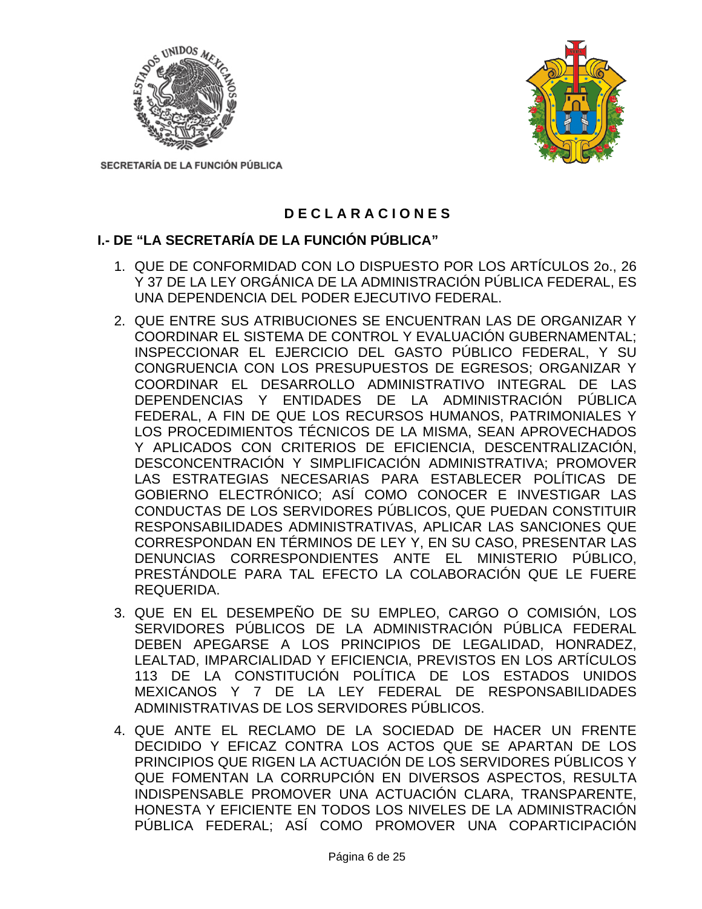SECRETARÍA DE LA FUNCIÓN PÚBLICA

## D E C L A R A C I O N E S

### I.- DE "LA SECRETARÍA DE LA FUNCIÓN PÚBLICA"

1. QUE DE CONFORMIDAD CON LO DISPUESTO POR LOS ARTÍCULOS 2o., 26 Y 37 DE LA LEY ORGÁNICA DE LA ADMINISTRACIÓN PÚBLICA FEDERAL, ES UNA DEPENDENCIA DEL PODER EJECUTIVO FEDERAL.
2. QUE ENTRE SUS ATRIBUCIONES SE ENCUENTRAN LAS DE ORGANIZAR Y COORDINAR EL SISTEMA DE CONTROL Y EVALUACIÓN GUBERNAMENTAL; INSPECCIONAR EL EJERCICIO DEL GASTO PÚBLICO FEDERAL, Y SU CONGRUENCIA CON LOS PRESUPUESTOS DE EGRESOS; ORGANIZAR Y COORDINAR EL DESARROLLO ADMINISTRATIVO INTEGRAL DE LAS DEPENDENCIAS Y ENTIDADES DE LA ADMINISTRACIÓN PÚBLICA FEDERAL, A FIN DE QUE LOS RECURSOS HUMANOS, PATRIMONIALES Y LOS PROCEDIMIENTOS TÉCNICOS DE LA MISMA, SEAN APROVECHADOS Y APLICADOS CON CRITERIOS DE EFICIENCIA, DESCENTRALIZACIÓN, DESCONCENTRACIÓN Y SIMPLIFICACIÓN ADMINISTRATIVA; PROMOVER LAS ESTRATEGIAS NECESARIAS PARA ESTABLECER POLÍTICAS DE GOBIERNO ELECTRÓNICO; ASÍ COMO CONOCER E INVESTIGAR LAS CONDUCTAS DE LOS SERVIDORES PÚBLICOS, QUE PUEDAN CONSTITUIR RESPONSABILIDADES ADMINISTRATIVAS, APLICAR LAS SANCIONES QUE CORRESPONDAN EN TÉRMINOS DE LEY Y, EN SU CASO, PRESENTAR LAS DENUNCIAS CORRESPONDIENTES ANTE EL MINISTERIO PÚBLICO, PRESTÁNDOLE PARA TAL EFECTO LA COLABORACIÓN QUE LE FUERE REQUERIDA.
3. QUE EN EL DESEMPEÑO DE SU EMPLEO, CARGO O COMISIÓN, LOS SERVIDORES PÚBLICOS DE LA ADMINISTRACIÓN PÚBLICA FEDERAL DEBEN APEGARSE A LOS PRINCIPIOS DE LEGALIDAD, HONRADEZ, LEALTAD, IMPARCIALIDAD Y EFICIENCIA, PREVISTOS EN LOS ARTÍCULOS 113 DE LA CONSTITUCIÓN POLÍTICA DE LOS ESTADOS UNIDOS MEXICANOS Y 7 DE LA LEY FEDERAL DE RESPONSABILIDADES ADMINISTRATIVAS DE LOS SERVIDORES PÚBLICOS.
4. QUE ANTE EL RECLAMO DE LA SOCIEDAD DE HACER UN FRENTE DECIDIDO Y EFICAZ CONTRA LOS ACTOS QUE SE APARTAN DE LOS PRINCIPIOS QUE RIGEN LA ACTUACIÓN DE LOS SERVIDORES PÚBLICOS Y QUE FOMENTAN LA CORRUPCIÓN EN DIVERSOS ASPECTOS, RESULTA INDISPENSABLE PROMOVER UNA ACTUACIÓN CLARA, TRANSPARENTE, HONESTA Y EFICIENTE EN TODOS LOS NIVELES DE LA ADMINISTRACIÓN PÚBLICA FEDERAL; ASÍ COMO PROMOVER UNA COPARTICIPACIÓN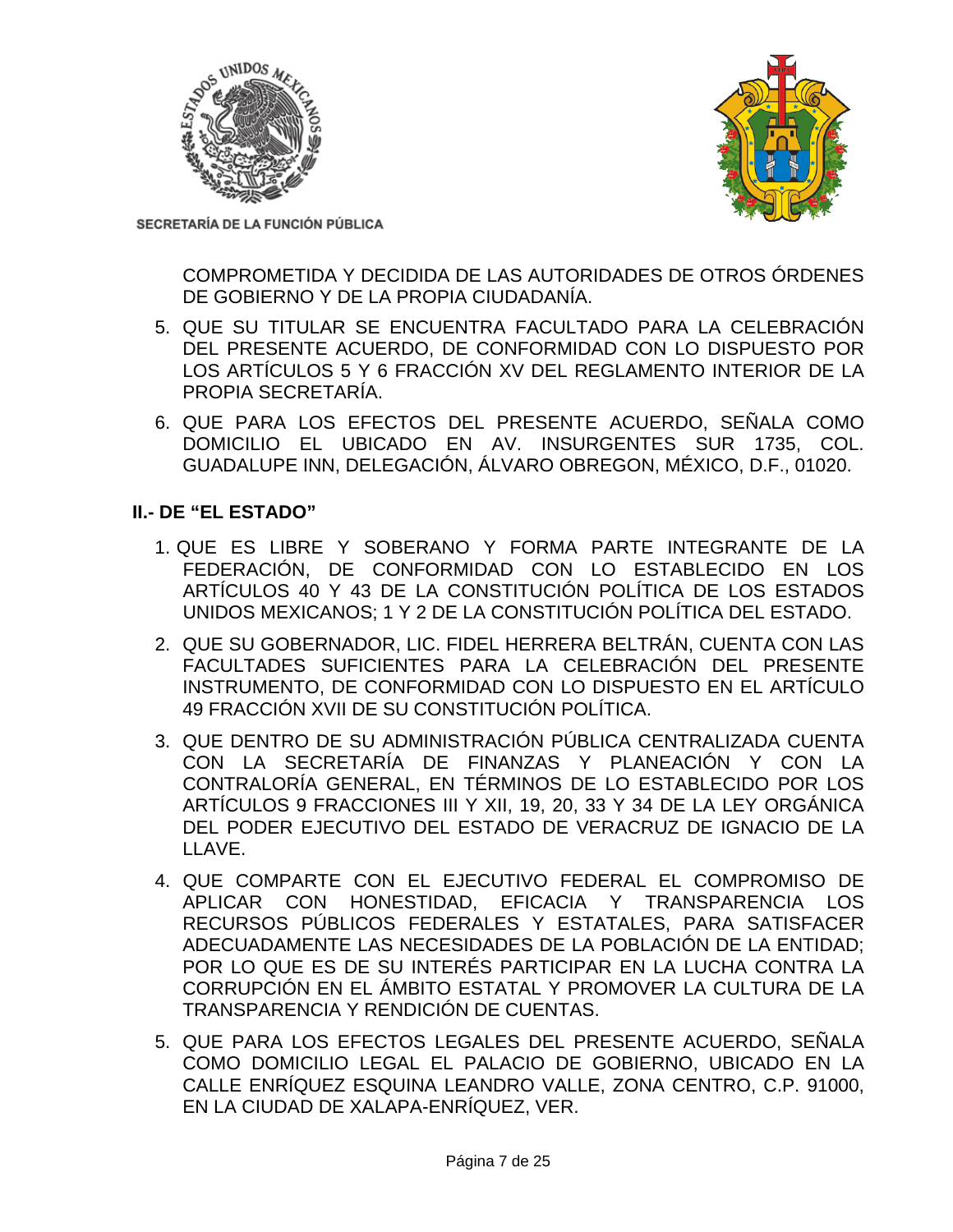COMPROMETIDA Y DECIDIDA DE LAS AUTORIDADES DE OTROS ÓRDENES DE GOBIERNO Y DE LA PROPIA CIUDADANÍA.

5. QUE SU TITULAR SE ENCUENTRA FACULTADO PARA LA CELEBRACIÓN DEL PRESENTE ACUERDO, DE CONFORMIDAD CON LO DISPUESTO POR LOS ARTÍCULOS 5 Y 6 FRACCIÓN XV DEL REGLAMENTO INTERIOR DE LA PROPIA SECRETARÍA.

6. QUE PARA LOS EFECTOS DEL PRESENTE ACUERDO, SEÑALA COMO DOMICILIO EL UBICADO EN AV. INSURGENTES SUR 1735, COL. GUADALUPE INN, DELEGACIÓN, ÁLVARO OBREGON, MÉXICO, D.F., 01020.

**II.- DE "EL ESTADO"**

1. QUE ES LIBRE Y SOBERANO Y FORMA PARTE INTEGRANTE DE LA FEDERACIÓN, DE CONFORMIDAD CON LO ESTABLECIDO EN LOS ARTÍCULOS 40 Y 43 DE LA CONSTITUCIÓN POLÍTICA DE LOS ESTADOS UNIDOS MEXICANOS; 1 Y 2 DE LA CONSTITUCIÓN POLÍTICA DEL ESTADO.

2. QUE SU GOBERNADOR, LIC. FIDEL HERRERA BELTRÁN, CUENTA CON LAS FACULTADES SUFICIENTES PARA LA CELEBRACIÓN DEL PRESENTE INSTRUMENTO, DE CONFORMIDAD CON LO DISPUESTO EN EL ARTÍCULO 49 FRACCIÓN XVII DE SU CONSTITUCIÓN POLÍTICA.

3. QUE DENTRO DE SU ADMINISTRACIÓN PÚBLICA CENTRALIZADA CUENTA CON LA SECRETARÍA DE FINANZAS Y PLANEACIÓN Y CON LA CONTRALORÍA GENERAL, EN TÉRMINOS DE LO ESTABLECIDO POR LOS ARTÍCULOS 9 FRACCIONES III Y XII, 19, 20, 33 Y 34 DE LA LEY ORGÁNICA DEL PODER EJECUTIVO DEL ESTADO DE VERACRUZ DE IGNACIO DE LA LLAVE.

4. QUE COMPARTE CON EL EJECUTIVO FEDERAL EL COMPROMISO DE APLICAR CON HONESTIDAD, EFICACIA Y TRANSPARENCIA LOS RECURSOS PÚBLICOS FEDERALES Y ESTATALES, PARA SATISFACER ADECUADAMENTE LAS NECESIDADES DE LA POBLACIÓN DE LA ENTIDAD; POR LO QUE ES DE SU INTERÉS PARTICIPAR EN LA LUCHA CONTRA LA CORRUPCIÓN EN EL ÁMBITO ESTATAL Y PROMOVER LA CULTURA DE LA TRANSPARENCIA Y RENDICIÓN DE CUENTAS.

5. QUE PARA LOS EFECTOS LEGALES DEL PRESENTE ACUERDO, SEÑALA COMO DOMICILIO LEGAL EL PALACIO DE GOBIERNO, UBICADO EN LA CALLE ENRÍQUEZ ESQUINA LEANDRO VALLE, ZONA CENTRO, C.P. 91000, EN LA CIUDAD DE XALAPA-ENRÍQUEZ, VER.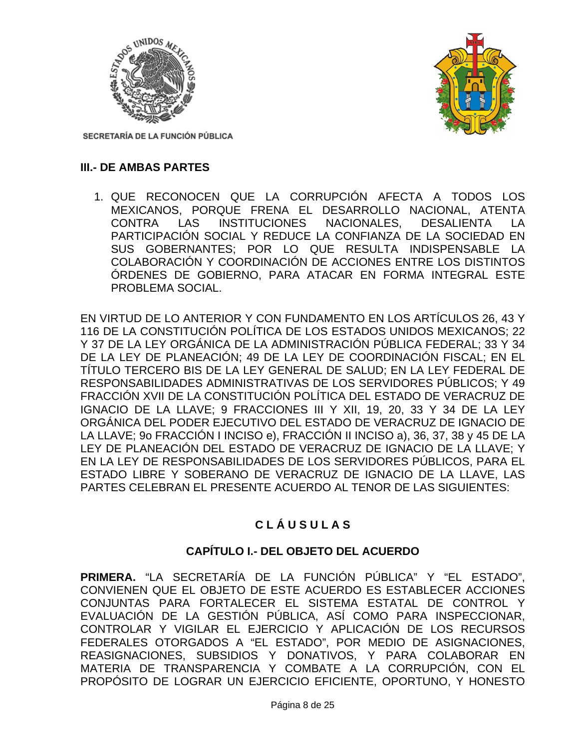## III.- DE AMBAS PARTES

1. QUE RECONOCEN QUE LA CORRUPCIÓN AFECTA A TODOS LOS MEXICANOS, PORQUE FRENA EL DESARROLLO NACIONAL, ATENTA CONTRA LAS INSTITUCIONES NACIONALES, DESALIENTA LA PARTICIPACIÓN SOCIAL Y REDUCE LA CONFIANZA DE LA SOCIEDAD EN SUS GOBERNANTES; POR LO QUE RESULTA INDISPENSABLE LA COLABORACIÓN Y COORDINACIÓN DE ACCIONES ENTRE LOS DISTINTOS ÓRDENES DE GOBIERNO, PARA ATACAR EN FORMA INTEGRAL ESTE PROBLEMA SOCIAL.

EN VIRTUD DE LO ANTERIOR Y CON FUNDAMENTO EN LOS ARTÍCULOS 26, 43 Y 116 DE LA CONSTITUCIÓN POLÍTICA DE LOS ESTADOS UNIDOS MEXICANOS; 22 Y 37 DE LA LEY ORGÁNICA DE LA ADMINISTRACIÓN PÚBLICA FEDERAL; 33 Y 34 DE LA LEY DE PLANEACIÓN; 49 DE LA LEY DE COORDINACIÓN FISCAL; EN EL TÍTULO TERCERO BIS DE LA LEY GENERAL DE SALUD; EN LA LEY FEDERAL DE RESPONSABILIDADES ADMINISTRATIVAS DE LOS SERVIDORES PÚBLICOS; Y 49 FRACCIÓN XVII DE LA CONSTITUCIÓN POLÍTICA DEL ESTADO DE VERACRUZ DE IGNACIO DE LA LLAVE; 9 FRACCIONES III Y XII, 19, 20, 33 Y 34 DE LA LEY ORGÁNICA DEL PODER EJECUTIVO DEL ESTADO DE VERACRUZ DE IGNACIO DE LA LLAVE; 9o FRACCIÓN I INCISO e), FRACCIÓN II INCISO a), 36, 37, 38 y 45 DE LA LEY DE PLANEACIÓN DEL ESTADO DE VERACRUZ DE IGNACIO DE LA LLAVE; Y EN LA LEY DE RESPONSABILIDADES DE LOS SERVIDORES PÚBLICOS, PARA EL ESTADO LIBRE Y SOBERANO DE VERACRUZ DE IGNACIO DE LA LLAVE, LAS PARTES CELEBRAN EL PRESENTE ACUERDO AL TENOR DE LAS SIGUIENTES:

## C L Á U S U L A S

### CAPÍTULO I.- DEL OBJETO DEL ACUERDO

**PRIMERA.** "LA SECRETARÍA DE LA FUNCIÓN PÚBLICA" Y "EL ESTADO", CONVIENEN QUE EL OBJETO DE ESTE ACUERDO ES ESTABLECER ACCIONES CONJUNTAS PARA FORTALECER EL SISTEMA ESTATAL DE CONTROL Y EVALUACIÓN DE LA GESTIÓN PÚBLICA, ASÍ COMO PARA INSPECCIONAR, CONTROLAR Y VIGILAR EL EJERCICIO Y APLICACIÓN DE LOS RECURSOS FEDERALES OTORGADOS A "EL ESTADO", POR MEDIO DE ASIGNACIONES, REASIGNACIONES, SUBSIDIOS Y DONATIVOS, Y PARA COLABORAR EN MATERIA DE TRANSPARENCIA Y COMBATE A LA CORRUPCIÓN, CON EL PROPÓSITO DE LOGRAR UN EJERCICIO EFICIENTE, OPORTUNO, Y HONESTO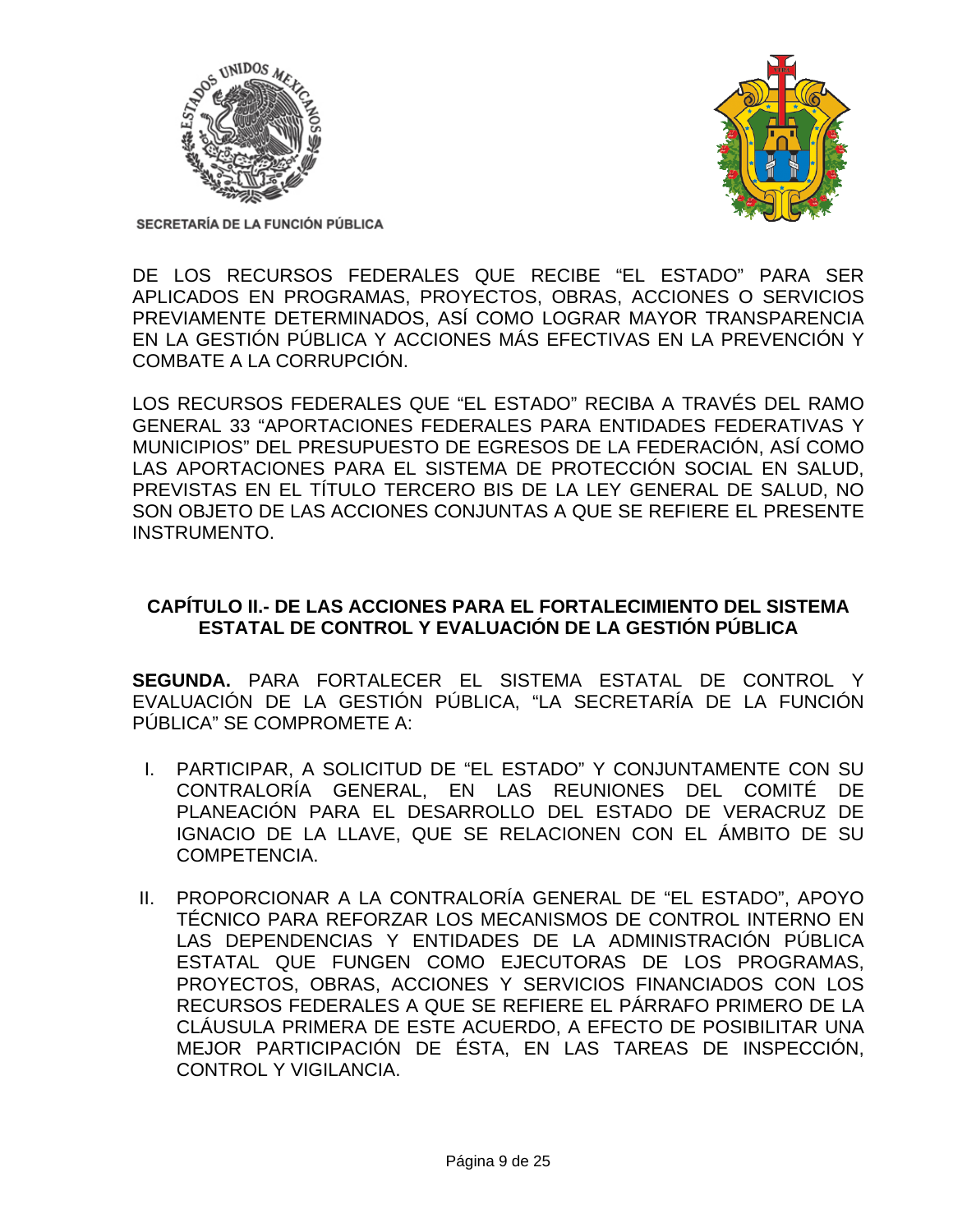DE LOS RECURSOS FEDERALES QUE RECIBE "EL ESTADO" PARA SER APLICADOS EN PROGRAMAS, PROYECTOS, OBRAS, ACCIONES O SERVICIOS PREVIAMENTE DETERMINADOS, ASÍ COMO LOGRAR MAYOR TRANSPARENCIA EN LA GESTIÓN PÚBLICA Y ACCIONES MÁS EFECTIVAS EN LA PREVENCIÓN Y COMBATE A LA CORRUPCIÓN.

LOS RECURSOS FEDERALES QUE "EL ESTADO" RECIBA A TRAVÉS DEL RAMO GENERAL 33 "APORTACIONES FEDERALES PARA ENTIDADES FEDERATIVAS Y MUNICIPIOS" DEL PRESUPUESTO DE EGRESOS DE LA FEDERACIÓN, ASÍ COMO LAS APORTACIONES PARA EL SISTEMA DE PROTECCIÓN SOCIAL EN SALUD, PREVISTAS EN EL TÍTULO TERCERO BIS DE LA LEY GENERAL DE SALUD, NO SON OBJETO DE LAS ACCIONES CONJUNTAS A QUE SE REFIERE EL PRESENTE INSTRUMENTO.

## CAPÍTULO II.- DE LAS ACCIONES PARA EL FORTALECIMIENTO DEL SISTEMA ESTATAL DE CONTROL Y EVALUACIÓN DE LA GESTIÓN PÚBLICA

**SEGUNDA.** PARA FORTALECER EL SISTEMA ESTATAL DE CONTROL Y EVALUACIÓN DE LA GESTIÓN PÚBLICA, "LA SECRETARÍA DE LA FUNCIÓN PÚBLICA" SE COMPROMETE A:

I. PARTICIPAR, A SOLICITUD DE "EL ESTADO" Y CONJUNTAMENTE CON SU CONTRALORÍA GENERAL, EN LAS REUNIONES DEL COMITÉ DE PLANEACIÓN PARA EL DESARROLLO DEL ESTADO DE VERACRUZ DE IGNACIO DE LA LLAVE, QUE SE RELACIONEN CON EL ÁMBITO DE SU COMPETENCIA.

II. PROPORCIONAR A LA CONTRALORÍA GENERAL DE "EL ESTADO", APOYO TÉCNICO PARA REFORZAR LOS MECANISMOS DE CONTROL INTERNO EN LAS DEPENDENCIAS Y ENTIDADES DE LA ADMINISTRACIÓN PÚBLICA ESTATAL QUE FUNGEN COMO EJECUTORAS DE LOS PROGRAMAS, PROYECTOS, OBRAS, ACCIONES Y SERVICIOS FINANCIADOS CON LOS RECURSOS FEDERALES A QUE SE REFIERE EL PÁRRAFO PRIMERO DE LA CLÁUSULA PRIMERA DE ESTE ACUERDO, A EFECTO DE POSIBILITAR UNA MEJOR PARTICIPACIÓN DE ÉSTA, EN LAS TAREAS DE INSPECCIÓN, CONTROL Y VIGILANCIA.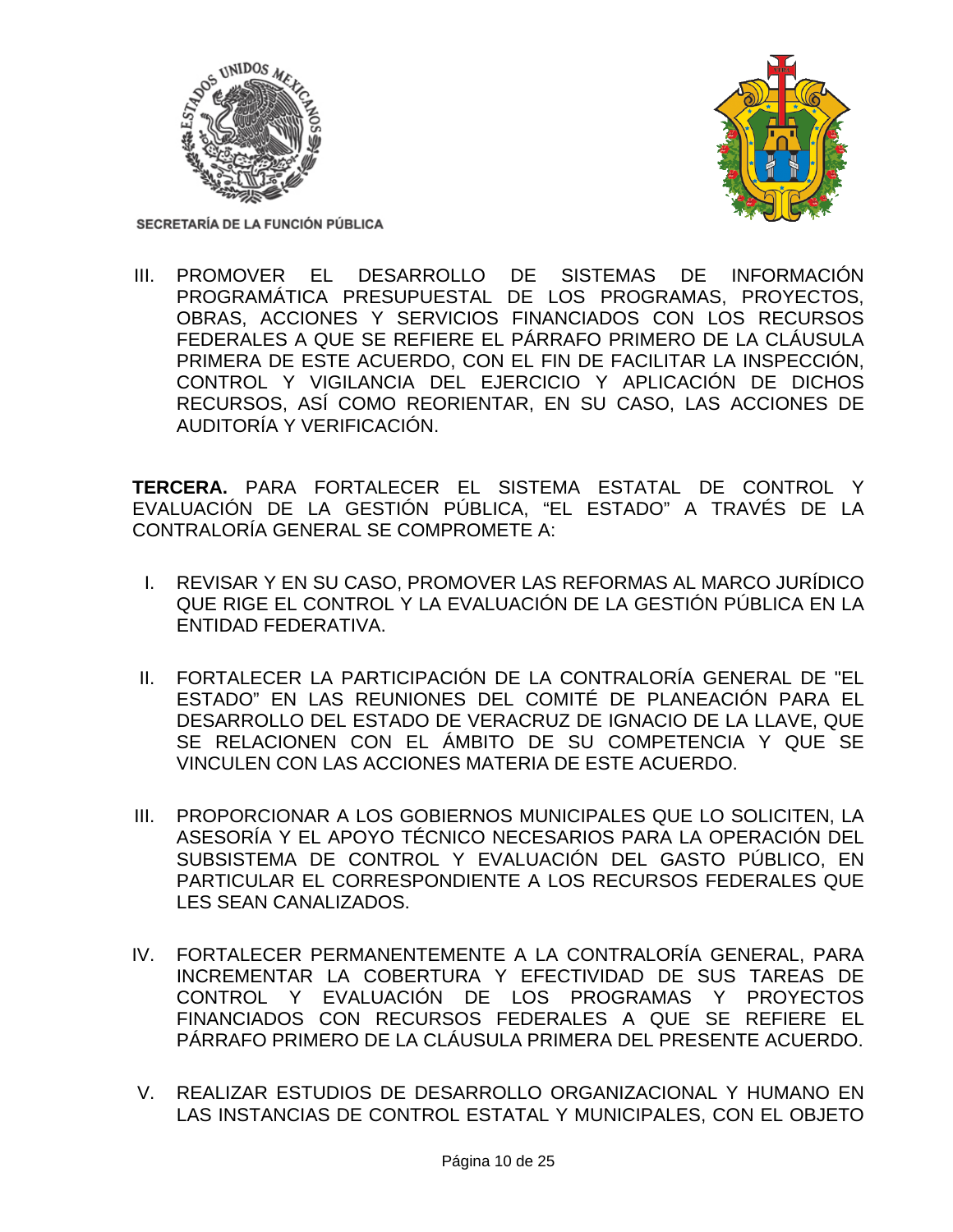III. PROMOVER EL DESARROLLO DE SISTEMAS DE INFORMACIÓN PROGRAMÁTICA PRESUPUESTAL DE LOS PROGRAMAS, PROYECTOS, OBRAS, ACCIONES Y SERVICIOS FINANCIADOS CON LOS RECURSOS FEDERALES A QUE SE REFIERE EL PÁRRAFO PRIMERO DE LA CLÁUSULA PRIMERA DE ESTE ACUERDO, CON EL FIN DE FACILITAR LA INSPECCIÓN, CONTROL Y VIGILANCIA DEL EJERCICIO Y APLICACIÓN DE DICHOS RECURSOS, ASÍ COMO REORIENTAR, EN SU CASO, LAS ACCIONES DE AUDITORÍA Y VERIFICACIÓN.

**TERCERA.** PARA FORTALECER EL SISTEMA ESTATAL DE CONTROL Y EVALUACIÓN DE LA GESTIÓN PÚBLICA, "EL ESTADO" A TRAVÉS DE LA CONTRALORÍA GENERAL SE COMPROMETE A:

I. REVISAR Y EN SU CASO, PROMOVER LAS REFORMAS AL MARCO JURÍDICO QUE RIGE EL CONTROL Y LA EVALUACIÓN DE LA GESTIÓN PÚBLICA EN LA ENTIDAD FEDERATIVA.

II. FORTALECER LA PARTICIPACIÓN DE LA CONTRALORÍA GENERAL DE "EL ESTADO" EN LAS REUNIONES DEL COMITÉ DE PLANEACIÓN PARA EL DESARROLLO DEL ESTADO DE VERACRUZ DE IGNACIO DE LA LLAVE, QUE SE RELACIONEN CON EL ÁMBITO DE SU COMPETENCIA Y QUE SE VINCULEN CON LAS ACCIONES MATERIA DE ESTE ACUERDO.

III. PROPORCIONAR A LOS GOBIERNOS MUNICIPALES QUE LO SOLICITEN, LA ASESORÍA Y EL APOYO TÉCNICO NECESARIOS PARA LA OPERACIÓN DEL SUBSISTEMA DE CONTROL Y EVALUACIÓN DEL GASTO PÚBLICO, EN PARTICULAR EL CORRESPONDIENTE A LOS RECURSOS FEDERALES QUE LES SEAN CANALIZADOS.

IV. FORTALECER PERMANENTEMENTE A LA CONTRALORÍA GENERAL, PARA INCREMENTAR LA COBERTURA Y EFECTIVIDAD DE SUS TAREAS DE CONTROL Y EVALUACIÓN DE LOS PROGRAMAS Y PROYECTOS FINANCIADOS CON RECURSOS FEDERALES A QUE SE REFIERE EL PÁRRAFO PRIMERO DE LA CLÁUSULA PRIMERA DEL PRESENTE ACUERDO.

V. REALIZAR ESTUDIOS DE DESARROLLO ORGANIZACIONAL Y HUMANO EN LAS INSTANCIAS DE CONTROL ESTATAL Y MUNICIPALES, CON EL OBJETO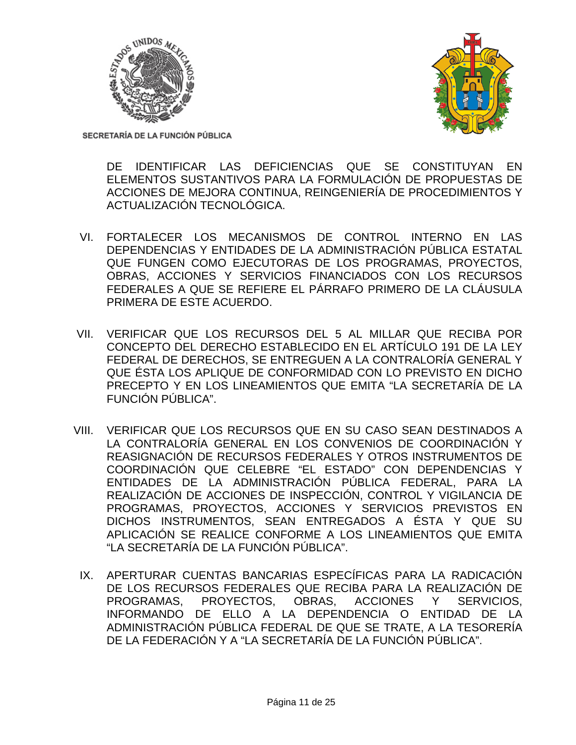DE IDENTIFICAR LAS DEFICIENCIAS QUE SE CONSTITUYAN EN ELEMENTOS SUSTANTIVOS PARA LA FORMULACIÓN DE PROPUESTAS DE ACCIONES DE MEJORA CONTINUA, REINGENIERÍA DE PROCEDIMIENTOS Y ACTUALIZACIÓN TECNOLÓGICA.

VI. FORTALECER LOS MECANISMOS DE CONTROL INTERNO EN LAS DEPENDENCIAS Y ENTIDADES DE LA ADMINISTRACIÓN PÚBLICA ESTATAL QUE FUNGEN COMO EJECUTORAS DE LOS PROGRAMAS, PROYECTOS, OBRAS, ACCIONES Y SERVICIOS FINANCIADOS CON LOS RECURSOS FEDERALES A QUE SE REFIERE EL PÁRRAFO PRIMERO DE LA CLÁUSULA PRIMERA DE ESTE ACUERDO.

VII. VERIFICAR QUE LOS RECURSOS DEL 5 AL MILLAR QUE RECIBA POR CONCEPTO DEL DERECHO ESTABLECIDO EN EL ARTÍCULO 191 DE LA LEY FEDERAL DE DERECHOS, SE ENTREGUEN A LA CONTRALORÍA GENERAL Y QUE ÉSTA LOS APLIQUE DE CONFORMIDAD CON LO PREVISTO EN DICHO PRECEPTO Y EN LOS LINEAMIENTOS QUE EMITA “LA SECRETARÍA DE LA FUNCIÓN PÚBLICA”.

VIII. VERIFICAR QUE LOS RECURSOS QUE EN SU CASO SEAN DESTINADOS A LA CONTRALORÍA GENERAL EN LOS CONVENIOS DE COORDINACIÓN Y REASIGNACIÓN DE RECURSOS FEDERALES Y OTROS INSTRUMENTOS DE COORDINACIÓN QUE CELEBRE “EL ESTADO” CON DEPENDENCIAS Y ENTIDADES DE LA ADMINISTRACIÓN PÚBLICA FEDERAL, PARA LA REALIZACIÓN DE ACCIONES DE INSPECCIÓN, CONTROL Y VIGILANCIA DE PROGRAMAS, PROYECTOS, ACCIONES Y SERVICIOS PREVISTOS EN DICHOS INSTRUMENTOS, SEAN ENTREGADOS A ÉSTA Y QUE SU APLICACIÓN SE REALICE CONFORME A LOS LINEAMIENTOS QUE EMITA “LA SECRETARÍA DE LA FUNCIÓN PÚBLICA”.

IX. APERTURAR CUENTAS BANCARIAS ESPECÍFICAS PARA LA RADICACIÓN DE LOS RECURSOS FEDERALES QUE RECIBA PARA LA REALIZACIÓN DE PROGRAMAS, PROYECTOS, OBRAS, ACCIONES Y SERVICIOS, INFORMANDO DE ELLO A LA DEPENDENCIA O ENTIDAD DE LA ADMINISTRACIÓN PÚBLICA FEDERAL DE QUE SE TRATE, A LA TESORERÍA DE LA FEDERACIÓN Y A “LA SECRETARÍA DE LA FUNCIÓN PÚBLICA”.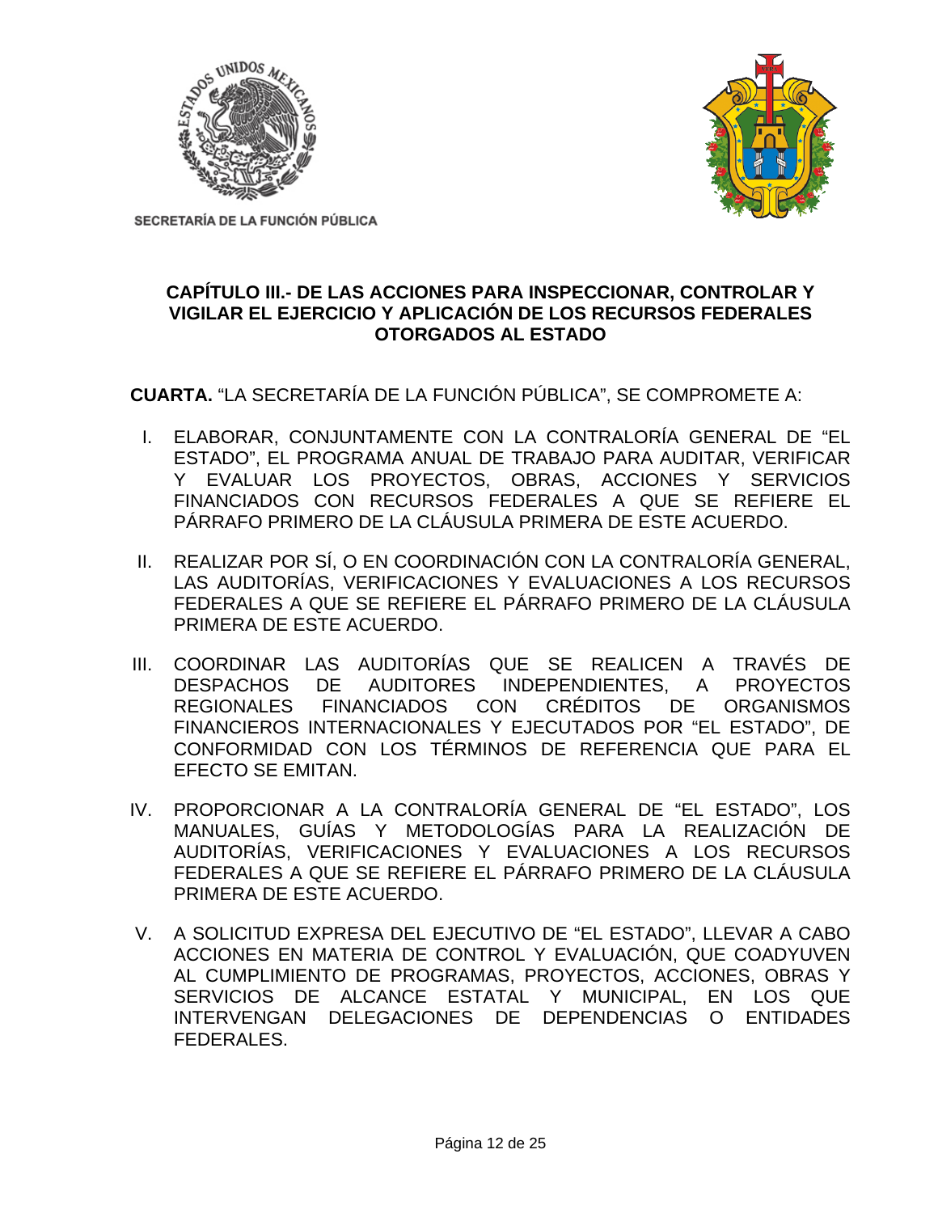## CAPÍTULO III.- DE LAS ACCIONES PARA INSPECCIONAR, CONTROLAR Y VIGILAR EL EJERCICIO Y APLICACIÓN DE LOS RECURSOS FEDERALES OTORGADOS AL ESTADO

**CUARTA.** "LA SECRETARÍA DE LA FUNCIÓN PÚBLICA", SE COMPROMETE A:

I. ELABORAR, CONJUNTAMENTE CON LA CONTRALORÍA GENERAL DE "EL ESTADO", EL PROGRAMA ANUAL DE TRABAJO PARA AUDITAR, VERIFICAR Y EVALUAR LOS PROYECTOS, OBRAS, ACCIONES Y SERVICIOS FINANCIADOS CON RECURSOS FEDERALES A QUE SE REFIERE EL PÁRRAFO PRIMERO DE LA CLÁUSULA PRIMERA DE ESTE ACUERDO.

II. REALIZAR POR SÍ, O EN COORDINACIÓN CON LA CONTRALORÍA GENERAL, LAS AUDITORÍAS, VERIFICACIONES Y EVALUACIONES A LOS RECURSOS FEDERALES A QUE SE REFIERE EL PÁRRAFO PRIMERO DE LA CLÁUSULA PRIMERA DE ESTE ACUERDO.

III. COORDINAR LAS AUDITORÍAS QUE SE REALICEN A TRAVÉS DE DESPACHOS DE AUDITORES INDEPENDIENTES, A PROYECTOS REGIONALES FINANCIADOS CON CRÉDITOS DE ORGANISMOS FINANCIEROS INTERNACIONALES Y EJECUTADOS POR "EL ESTADO", DE CONFORMIDAD CON LOS TÉRMINOS DE REFERENCIA QUE PARA EL EFECTO SE EMITAN.

IV. PROPORCIONAR A LA CONTRALORÍA GENERAL DE "EL ESTADO", LOS MANUALES, GUÍAS Y METODOLOGÍAS PARA LA REALIZACIÓN DE AUDITORÍAS, VERIFICACIONES Y EVALUACIONES A LOS RECURSOS FEDERALES A QUE SE REFIERE EL PÁRRAFO PRIMERO DE LA CLÁUSULA PRIMERA DE ESTE ACUERDO.

V. A SOLICITUD EXPRESA DEL EJECUTIVO DE "EL ESTADO", LLEVAR A CABO ACCIONES EN MATERIA DE CONTROL Y EVALUACIÓN, QUE COADYUVEN AL CUMPLIMIENTO DE PROGRAMAS, PROYECTOS, ACCIONES, OBRAS Y SERVICIOS DE ALCANCE ESTATAL Y MUNICIPAL, EN LOS QUE INTERVENGAN DELEGACIONES DE DEPENDENCIAS O ENTIDADES FEDERALES.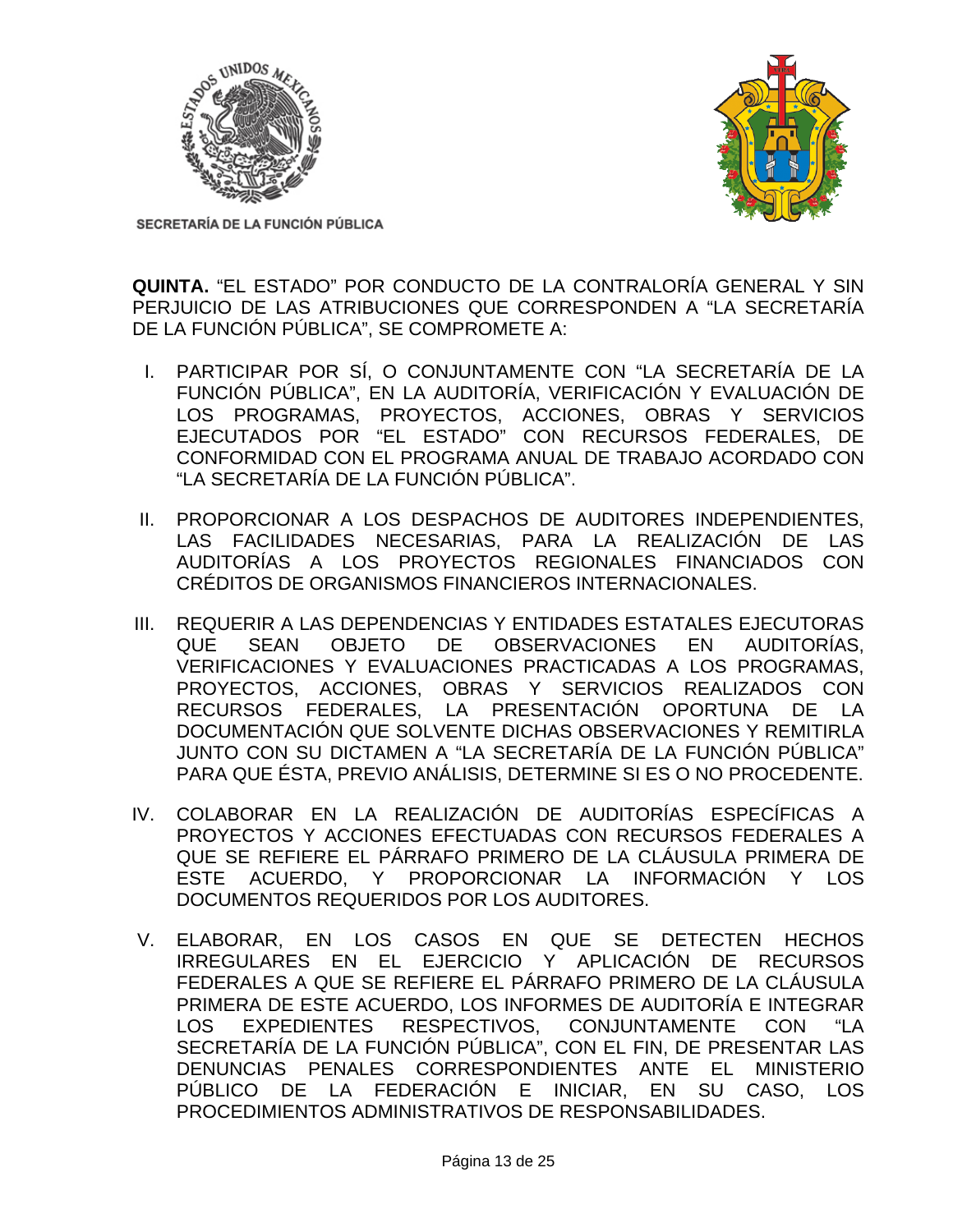**QUINTA.** "EL ESTADO" POR CONDUCTO DE LA CONTRALORÍA GENERAL Y SIN PERJUICIO DE LAS ATRIBUCIONES QUE CORRESPONDEN A "LA SECRETARÍA DE LA FUNCIÓN PÚBLICA", SE COMPROMETE A:

I. PARTICIPAR POR SÍ, O CONJUNTAMENTE CON "LA SECRETARÍA DE LA FUNCIÓN PÚBLICA", EN LA AUDITORÍA, VERIFICACIÓN Y EVALUACIÓN DE LOS PROGRAMAS, PROYECTOS, ACCIONES, OBRAS Y SERVICIOS EJECUTADOS POR "EL ESTADO" CON RECURSOS FEDERALES, DE CONFORMIDAD CON EL PROGRAMA ANUAL DE TRABAJO ACORDADO CON "LA SECRETARÍA DE LA FUNCIÓN PÚBLICA".

II. PROPORCIONAR A LOS DESPACHOS DE AUDITORES INDEPENDIENTES, LAS FACILIDADES NECESARIAS, PARA LA REALIZACIÓN DE LAS AUDITORÍAS A LOS PROYECTOS REGIONALES FINANCIADOS CON CRÉDITOS DE ORGANISMOS FINANCIEROS INTERNACIONALES.

III. REQUERIR A LAS DEPENDENCIAS Y ENTIDADES ESTATALES EJECUTORAS QUE SEAN OBJETO DE OBSERVACIONES EN AUDITORÍAS, VERIFICACIONES Y EVALUACIONES PRACTICADAS A LOS PROGRAMAS, PROYECTOS, ACCIONES, OBRAS Y SERVICIOS REALIZADOS CON RECURSOS FEDERALES, LA PRESENTACIÓN OPORTUNA DE LA DOCUMENTACIÓN QUE SOLVENTE DICHAS OBSERVACIONES Y REMITIRLA JUNTO CON SU DICTAMEN A "LA SECRETARÍA DE LA FUNCIÓN PÚBLICA" PARA QUE ÉSTA, PREVIO ANÁLISIS, DETERMINE SI ES O NO PROCEDENTE.

IV. COLABORAR EN LA REALIZACIÓN DE AUDITORÍAS ESPECÍFICAS A PROYECTOS Y ACCIONES EFECTUADAS CON RECURSOS FEDERALES A QUE SE REFIERE EL PÁRRAFO PRIMERO DE LA CLÁUSULA PRIMERA DE ESTE ACUERDO, Y PROPORCIONAR LA INFORMACIÓN Y LOS DOCUMENTOS REQUERIDOS POR LOS AUDITORES.

V. ELABORAR, EN LOS CASOS EN QUE SE DETECTEN HECHOS IRREGULARES EN EL EJERCICIO Y APLICACIÓN DE RECURSOS FEDERALES A QUE SE REFIERE EL PÁRRAFO PRIMERO DE LA CLÁUSULA PRIMERA DE ESTE ACUERDO, LOS INFORMES DE AUDITORÍA E INTEGRAR LOS EXPEDIENTES RESPECTIVOS, CONJUNTAMENTE CON "LA SECRETARÍA DE LA FUNCIÓN PÚBLICA", CON EL FIN, DE PRESENTAR LAS DENUNCIAS PENALES CORRESPONDIENTES ANTE EL MINISTERIO PÚBLICO DE LA FEDERACIÓN E INICIAR, EN SU CASO, LOS PROCEDIMIENTOS ADMINISTRATIVOS DE RESPONSABILIDADES.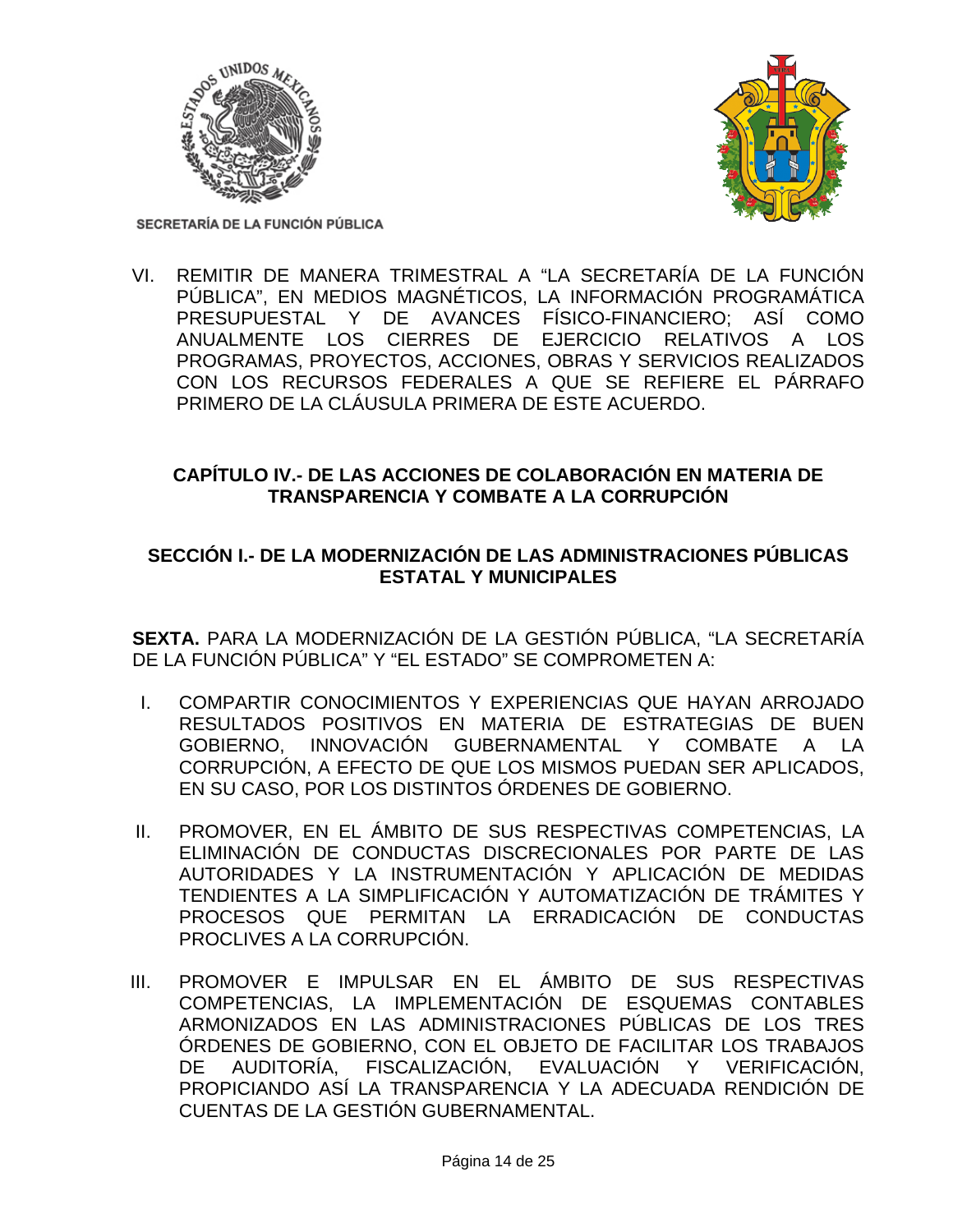VI. REMITIR DE MANERA TRIMESTRAL A "LA SECRETARÍA DE LA FUNCIÓN PÚBLICA", EN MEDIOS MAGNÉTICOS, LA INFORMACIÓN PROGRAMÁTICA PRESUPUESTAL Y DE AVANCES FÍSICO-FINANCIERO; ASÍ COMO ANUALMENTE LOS CIERRES DE EJERCICIO RELATIVOS A LOS PROGRAMAS, PROYECTOS, ACCIONES, OBRAS Y SERVICIOS REALIZADOS CON LOS RECURSOS FEDERALES A QUE SE REFIERE EL PÁRRAFO PRIMERO DE LA CLÁUSULA PRIMERA DE ESTE ACUERDO.

## CAPÍTULO IV.- DE LAS ACCIONES DE COLABORACIÓN EN MATERIA DE TRANSPARENCIA Y COMBATE A LA CORRUPCIÓN

### SECCIÓN I.- DE LA MODERNIZACIÓN DE LAS ADMINISTRACIONES PÚBLICAS ESTATAL Y MUNICIPALES

**SEXTA.** PARA LA MODERNIZACIÓN DE LA GESTIÓN PÚBLICA, "LA SECRETARÍA DE LA FUNCIÓN PÚBLICA" Y "EL ESTADO" SE COMPROMETEN A:

I. COMPARTIR CONOCIMIENTOS Y EXPERIENCIAS QUE HAYAN ARROJADO RESULTADOS POSITIVOS EN MATERIA DE ESTRATEGIAS DE BUEN GOBIERNO, INNOVACIÓN GUBERNAMENTAL Y COMBATE A LA CORRUPCIÓN, A EFECTO DE QUE LOS MISMOS PUEDAN SER APLICADOS, EN SU CASO, POR LOS DISTINTOS ÓRDENES DE GOBIERNO.

II. PROMOVER, EN EL ÁMBITO DE SUS RESPECTIVAS COMPETENCIAS, LA ELIMINACIÓN DE CONDUCTAS DISCRECIONALES POR PARTE DE LAS AUTORIDADES Y LA INSTRUMENTACIÓN Y APLICACIÓN DE MEDIDAS TENDIENTES A LA SIMPLIFICACIÓN Y AUTOMATIZACIÓN DE TRÁMITES Y PROCESOS QUE PERMITAN LA ERRADICACIÓN DE CONDUCTAS PROCLIVES A LA CORRUPCIÓN.

III. PROMOVER E IMPULSAR EN EL ÁMBITO DE SUS RESPECTIVAS COMPETENCIAS, LA IMPLEMENTACIÓN DE ESQUEMAS CONTABLES ARMONIZADOS EN LAS ADMINISTRACIONES PÚBLICAS DE LOS TRES ÓRDENES DE GOBIERNO, CON EL OBJETO DE FACILITAR LOS TRABAJOS DE AUDITORÍA, FISCALIZACIÓN, EVALUACIÓN Y VERIFICACIÓN, PROPICIANDO ASÍ LA TRANSPARENCIA Y LA ADECUADA RENDICIÓN DE CUENTAS DE LA GESTIÓN GUBERNAMENTAL.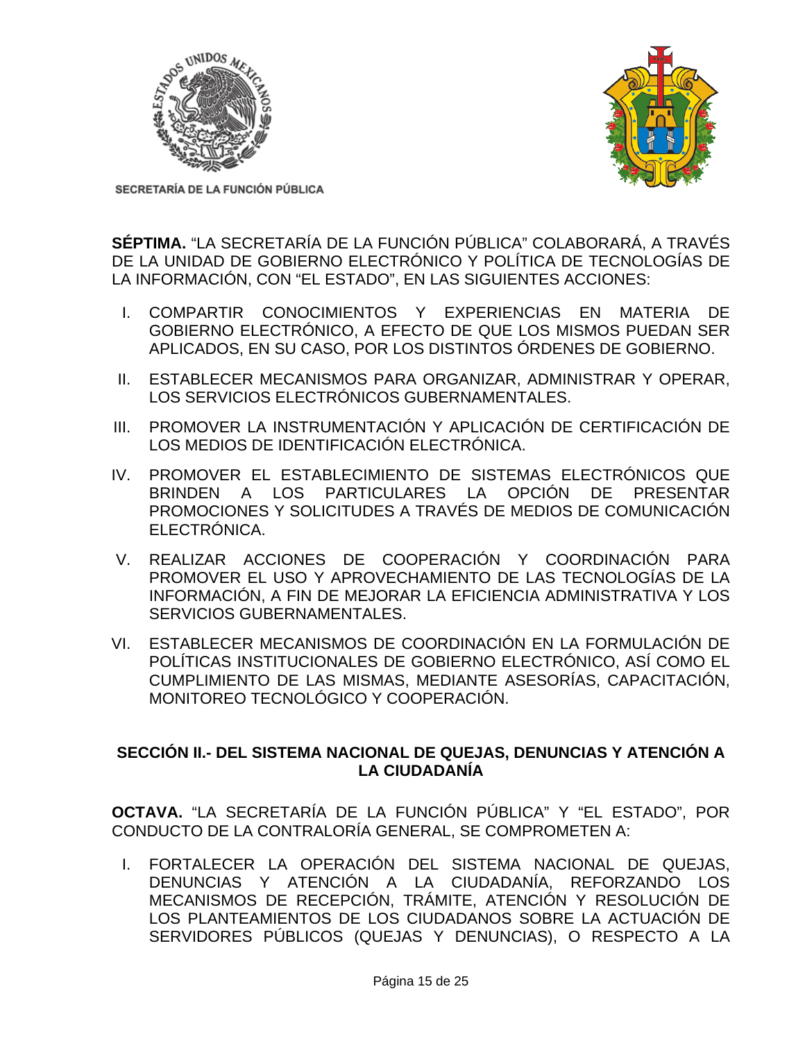**SÉPTIMA.** “LA SECRETARÍA DE LA FUNCIÓN PÚBLICA” COLABORARÁ, A TRAVÉS DE LA UNIDAD DE GOBIERNO ELECTRÓNICO Y POLÍTICA DE TECNOLOGÍAS DE LA INFORMACIÓN, CON “EL ESTADO”, EN LAS SIGUIENTES ACCIONES:

I. COMPARTIR CONOCIMIENTOS Y EXPERIENCIAS EN MATERIA DE GOBIERNO ELECTRÓNICO, A EFECTO DE QUE LOS MISMOS PUEDAN SER APLICADOS, EN SU CASO, POR LOS DISTINTOS ÓRDENES DE GOBIERNO.

II. ESTABLECER MECANISMOS PARA ORGANIZAR, ADMINISTRAR Y OPERAR, LOS SERVICIOS ELECTRÓNICOS GUBERNAMENTALES.

III. PROMOVER LA INSTRUMENTACIÓN Y APLICACIÓN DE CERTIFICACIÓN DE LOS MEDIOS DE IDENTIFICACIÓN ELECTRÓNICA.

IV. PROMOVER EL ESTABLECIMIENTO DE SISTEMAS ELECTRÓNICOS QUE BRINDEN A LOS PARTICULARES LA OPCIÓN DE PRESENTAR PROMOCIONES Y SOLICITUDES A TRAVÉS DE MEDIOS DE COMUNICACIÓN ELECTRÓNICA.

V. REALIZAR ACCIONES DE COOPERACIÓN Y COORDINACIÓN PARA PROMOVER EL USO Y APROVECHAMIENTO DE LAS TECNOLOGÍAS DE LA INFORMACIÓN, A FIN DE MEJORAR LA EFICIENCIA ADMINISTRATIVA Y LOS SERVICIOS GUBERNAMENTALES.

VI. ESTABLECER MECANISMOS DE COORDINACIÓN EN LA FORMULACIÓN DE POLÍTICAS INSTITUCIONALES DE GOBIERNO ELECTRÓNICO, ASÍ COMO EL CUMPLIMIENTO DE LAS MISMAS, MEDIANTE ASESORÍAS, CAPACITACIÓN, MONITOREO TECNOLÓGICO Y COOPERACIÓN.

## SECCIÓN II.- DEL SISTEMA NACIONAL DE QUEJAS, DENUNCIAS Y ATENCIÓN A LA CIUDADANÍA

**OCTAVA.** “LA SECRETARÍA DE LA FUNCIÓN PÚBLICA” Y “EL ESTADO”, POR CONDUCTO DE LA CONTRALORÍA GENERAL, SE COMPROMETEN A:

I. FORTALECER LA OPERACIÓN DEL SISTEMA NACIONAL DE QUEJAS, DENUNCIAS Y ATENCIÓN A LA CIUDADANÍA, REFORZANDO LOS MECANISMOS DE RECEPCIÓN, TRÁMITE, ATENCIÓN Y RESOLUCIÓN DE LOS PLANTEAMIENTOS DE LOS CIUDADANOS SOBRE LA ACTUACIÓN DE SERVIDORES PÚBLICOS (QUEJAS Y DENUNCIAS), O RESPECTO A LA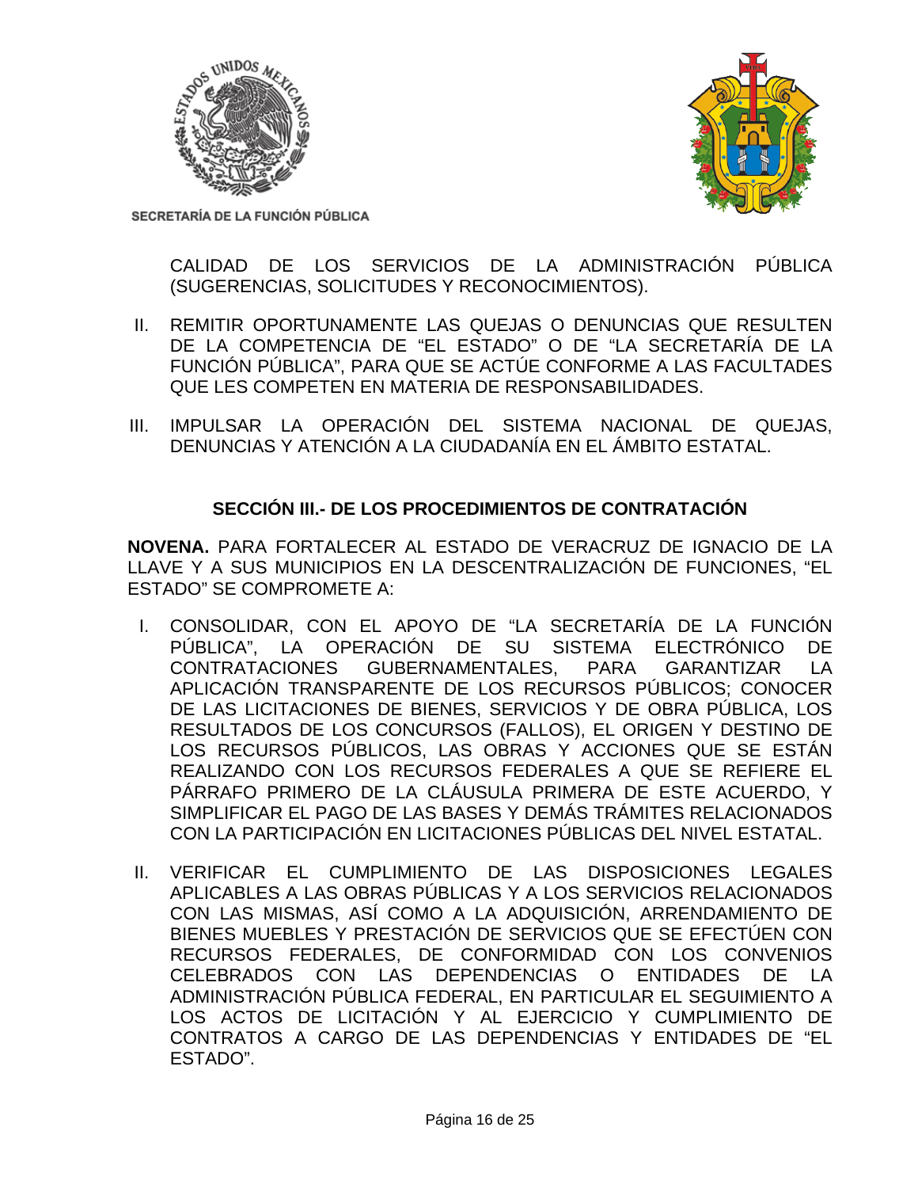CALIDAD DE LOS SERVICIOS DE LA ADMINISTRACIÓN PÚBLICA (SUGERENCIAS, SOLICITUDES Y RECONOCIMIENTOS).

II. REMITIR OPORTUNAMENTE LAS QUEJAS O DENUNCIAS QUE RESULTEN DE LA COMPETENCIA DE "EL ESTADO" O DE "LA SECRETARÍA DE LA FUNCIÓN PÚBLICA", PARA QUE SE ACTÚE CONFORME A LAS FACULTADES QUE LES COMPETEN EN MATERIA DE RESPONSABILIDADES.

III. IMPULSAR LA OPERACIÓN DEL SISTEMA NACIONAL DE QUEJAS, DENUNCIAS Y ATENCIÓN A LA CIUDADANÍA EN EL ÁMBITO ESTATAL.

## SECCIÓN III.- DE LOS PROCEDIMIENTOS DE CONTRATACIÓN

**NOVENA.** PARA FORTALECER AL ESTADO DE VERACRUZ DE IGNACIO DE LA LLAVE Y A SUS MUNICIPIOS EN LA DESCENTRALIZACIÓN DE FUNCIONES, "EL ESTADO" SE COMPROMETE A:

I. CONSOLIDAR, CON EL APOYO DE "LA SECRETARÍA DE LA FUNCIÓN PÚBLICA", LA OPERACIÓN DE SU SISTEMA ELECTRÓNICO DE CONTRATACIONES GUBERNAMENTALES, PARA GARANTIZAR LA APLICACIÓN TRANSPARENTE DE LOS RECURSOS PÚBLICOS; CONOCER DE LAS LICITACIONES DE BIENES, SERVICIOS Y DE OBRA PÚBLICA, LOS RESULTADOS DE LOS CONCURSOS (FALLOS), EL ORIGEN Y DESTINO DE LOS RECURSOS PÚBLICOS, LAS OBRAS Y ACCIONES QUE SE ESTÁN REALIZANDO CON LOS RECURSOS FEDERALES A QUE SE REFIERE EL PÁRRAFO PRIMERO DE LA CLÁUSULA PRIMERA DE ESTE ACUERDO, Y SIMPLIFICAR EL PAGO DE LAS BASES Y DEMÁS TRÁMITES RELACIONADOS CON LA PARTICIPACIÓN EN LICITACIONES PÚBLICAS DEL NIVEL ESTATAL.

II. VERIFICAR EL CUMPLIMIENTO DE LAS DISPOSICIONES LEGALES APLICABLES A LAS OBRAS PÚBLICAS Y A LOS SERVICIOS RELACIONADOS CON LAS MISMAS, ASÍ COMO A LA ADQUISICIÓN, ARRENDAMIENTO DE BIENES MUEBLES Y PRESTACIÓN DE SERVICIOS QUE SE EFECTÚEN CON RECURSOS FEDERALES, DE CONFORMIDAD CON LOS CONVENIOS CELEBRADOS CON LAS DEPENDENCIAS O ENTIDADES DE LA ADMINISTRACIÓN PÚBLICA FEDERAL, EN PARTICULAR EL SEGUIMIENTO A LOS ACTOS DE LICITACIÓN Y AL EJERCICIO Y CUMPLIMIENTO DE CONTRATOS A CARGO DE LAS DEPENDENCIAS Y ENTIDADES DE "EL ESTADO".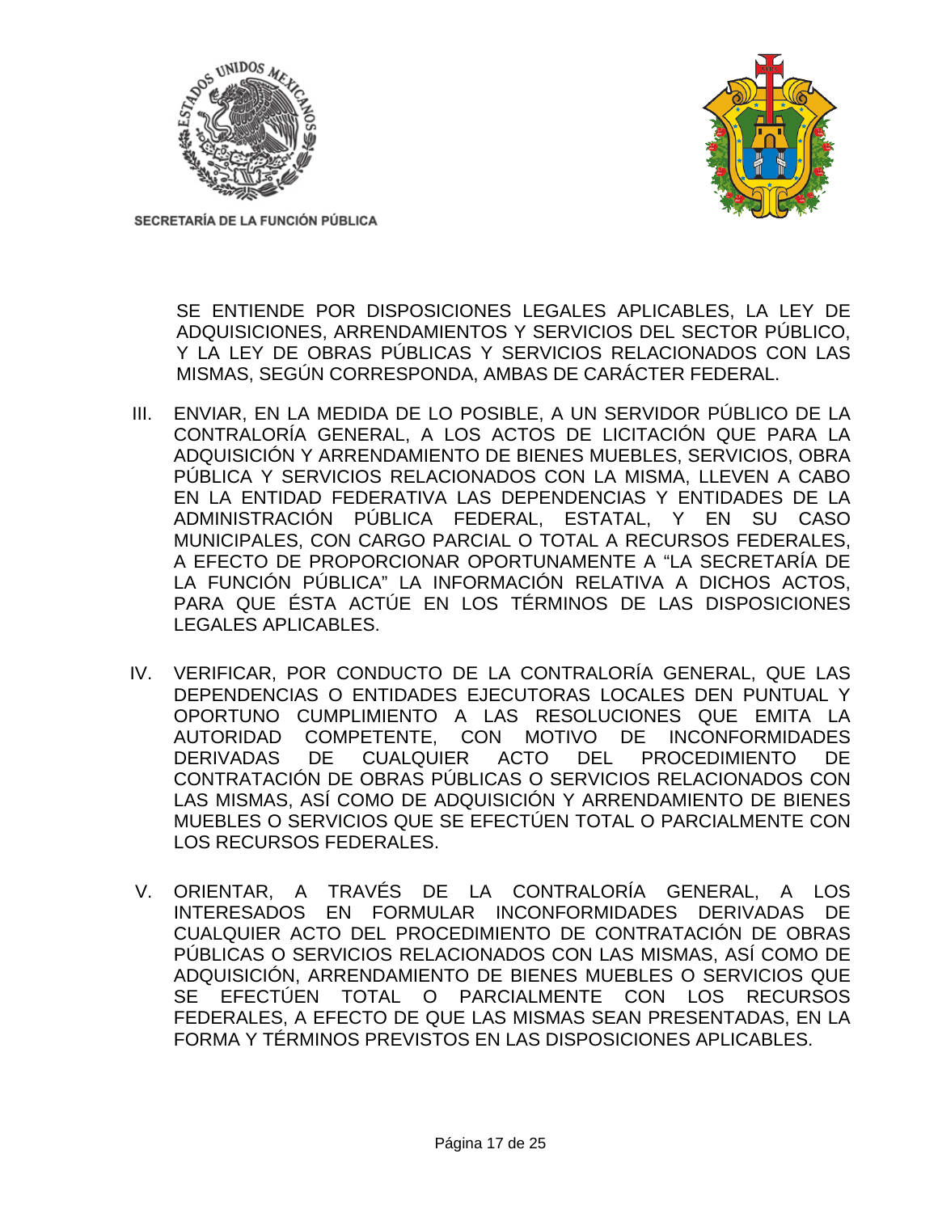SE ENTIENDE POR DISPOSICIONES LEGALES APLICABLES, LA LEY DE ADQUISICIONES, ARRENDAMIENTOS Y SERVICIOS DEL SECTOR PÚBLICO, Y LA LEY DE OBRAS PÚBLICAS Y SERVICIOS RELACIONADOS CON LAS MISMAS, SEGÚN CORRESPONDA, AMBAS DE CARÁCTER FEDERAL.

III. ENVIAR, EN LA MEDIDA DE LO POSIBLE, A UN SERVIDOR PÚBLICO DE LA CONTRALORÍA GENERAL, A LOS ACTOS DE LICITACIÓN QUE PARA LA ADQUISICIÓN Y ARRENDAMIENTO DE BIENES MUEBLES, SERVICIOS, OBRA PÚBLICA Y SERVICIOS RELACIONADOS CON LA MISMA, LLEVEN A CABO EN LA ENTIDAD FEDERATIVA LAS DEPENDENCIAS Y ENTIDADES DE LA ADMINISTRACIÓN PÚBLICA FEDERAL, ESTATAL, Y EN SU CASO MUNICIPALES, CON CARGO PARCIAL O TOTAL A RECURSOS FEDERALES, A EFECTO DE PROPORCIONAR OPORTUNAMENTE A "LA SECRETARÍA DE LA FUNCIÓN PÚBLICA" LA INFORMACIÓN RELATIVA A DICHOS ACTOS, PARA QUE ÉSTA ACTÚE EN LOS TÉRMINOS DE LAS DISPOSICIONES LEGALES APLICABLES.

IV. VERIFICAR, POR CONDUCTO DE LA CONTRALORÍA GENERAL, QUE LAS DEPENDENCIAS O ENTIDADES EJECUTORAS LOCALES DEN PUNTUAL Y OPORTUNO CUMPLIMIENTO A LAS RESOLUCIONES QUE EMITA LA AUTORIDAD COMPETENTE, CON MOTIVO DE INCONFORMIDADES DERIVADAS DE CUALQUIER ACTO DEL PROCEDIMIENTO DE CONTRATACIÓN DE OBRAS PÚBLICAS O SERVICIOS RELACIONADOS CON LAS MISMAS, ASÍ COMO DE ADQUISICIÓN Y ARRENDAMIENTO DE BIENES MUEBLES O SERVICIOS QUE SE EFECTÚEN TOTAL O PARCIALMENTE CON LOS RECURSOS FEDERALES.

V. ORIENTAR, A TRAVÉS DE LA CONTRALORÍA GENERAL, A LOS INTERESADOS EN FORMULAR INCONFORMIDADES DERIVADAS DE CUALQUIER ACTO DEL PROCEDIMIENTO DE CONTRATACIÓN DE OBRAS PÚBLICAS O SERVICIOS RELACIONADOS CON LAS MISMAS, ASÍ COMO DE ADQUISICIÓN, ARRENDAMIENTO DE BIENES MUEBLES O SERVICIOS QUE SE EFECTÚEN TOTAL O PARCIALMENTE CON LOS RECURSOS FEDERALES, A EFECTO DE QUE LAS MISMAS SEAN PRESENTADAS, EN LA FORMA Y TÉRMINOS PREVISTOS EN LAS DISPOSICIONES APLICABLES.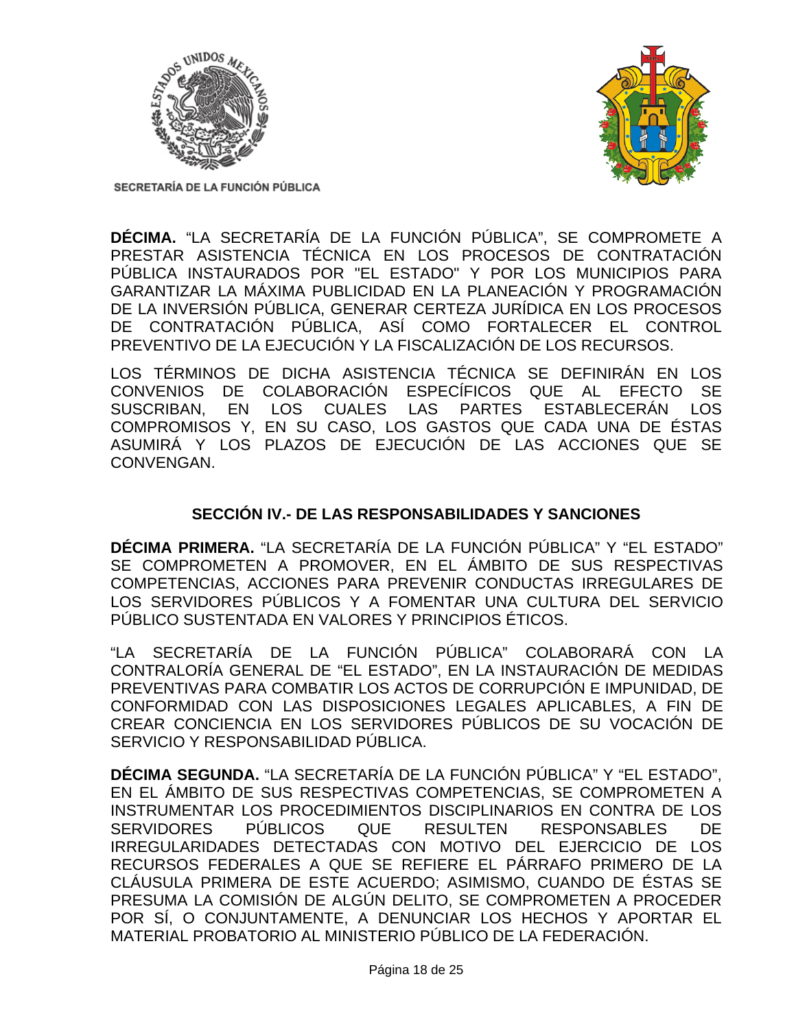**DÉCIMA.** “LA SECRETARÍA DE LA FUNCIÓN PÚBLICA”, SE COMPROMETE A PRESTAR ASISTENCIA TÉCNICA EN LOS PROCESOS DE CONTRATACIÓN PÚBLICA INSTAURADOS POR "EL ESTADO" Y POR LOS MUNICIPIOS PARA GARANTIZAR LA MÁXIMA PUBLICIDAD EN LA PLANEACIÓN Y PROGRAMACIÓN DE LA INVERSIÓN PÚBLICA, GENERAR CERTEZA JURÍDICA EN LOS PROCESOS DE CONTRATACIÓN PÚBLICA, ASÍ COMO FORTALECER EL CONTROL PREVENTIVO DE LA EJECUCIÓN Y LA FISCALIZACIÓN DE LOS RECURSOS.

LOS TÉRMINOS DE DICHA ASISTENCIA TÉCNICA SE DEFINIRÁN EN LOS CONVENIOS DE COLABORACIÓN ESPECÍFICOS QUE AL EFECTO SE SUSCRIBAN, EN LOS CUALES LAS PARTES ESTABLECERÁN LOS COMPROMISOS Y, EN SU CASO, LOS GASTOS QUE CADA UNA DE ÉSTAS ASUMIRÁ Y LOS PLAZOS DE EJECUCIÓN DE LAS ACCIONES QUE SE CONVENGAN.

## SECCIÓN IV.- DE LAS RESPONSABILIDADES Y SANCIONES

**DÉCIMA PRIMERA.** “LA SECRETARÍA DE LA FUNCIÓN PÚBLICA” Y “EL ESTADO” SE COMPROMETEN A PROMOVER, EN EL ÁMBITO DE SUS RESPECTIVAS COMPETENCIAS, ACCIONES PARA PREVENIR CONDUCTAS IRREGULARES DE LOS SERVIDORES PÚBLICOS Y A FOMENTAR UNA CULTURA DEL SERVICIO PÚBLICO SUSTENTADA EN VALORES Y PRINCIPIOS ÉTICOS.

“LA SECRETARÍA DE LA FUNCIÓN PÚBLICA” COLABORARÁ CON LA CONTRALORÍA GENERAL DE “EL ESTADO”, EN LA INSTAURACIÓN DE MEDIDAS PREVENTIVAS PARA COMBATIR LOS ACTOS DE CORRUPCIÓN E IMPUNIDAD, DE CONFORMIDAD CON LAS DISPOSICIONES LEGALES APLICABLES, A FIN DE CREAR CONCIENCIA EN LOS SERVIDORES PÚBLICOS DE SU VOCACIÓN DE SERVICIO Y RESPONSABILIDAD PÚBLICA.

**DÉCIMA SEGUNDA.** “LA SECRETARÍA DE LA FUNCIÓN PÚBLICA” Y “EL ESTADO”, EN EL ÁMBITO DE SUS RESPECTIVAS COMPETENCIAS, SE COMPROMETEN A INSTRUMENTAR LOS PROCEDIMIENTOS DISCIPLINARIOS EN CONTRA DE LOS SERVIDORES PÚBLICOS QUE RESULTEN RESPONSABLES DE IRREGULARIDADES DETECTADAS CON MOTIVO DEL EJERCICIO DE LOS RECURSOS FEDERALES A QUE SE REFIERE EL PÁRRAFO PRIMERO DE LA CLÁUSULA PRIMERA DE ESTE ACUERDO; ASIMISMO, CUANDO DE ÉSTAS SE PRESUMA LA COMISIÓN DE ALGÚN DELITO, SE COMPROMETEN A PROCEDER POR SÍ, O CONJUNTAMENTE, A DENUNCIAR LOS HECHOS Y APORTAR EL MATERIAL PROBATORIO AL MINISTERIO PÚBLICO DE LA FEDERACIÓN.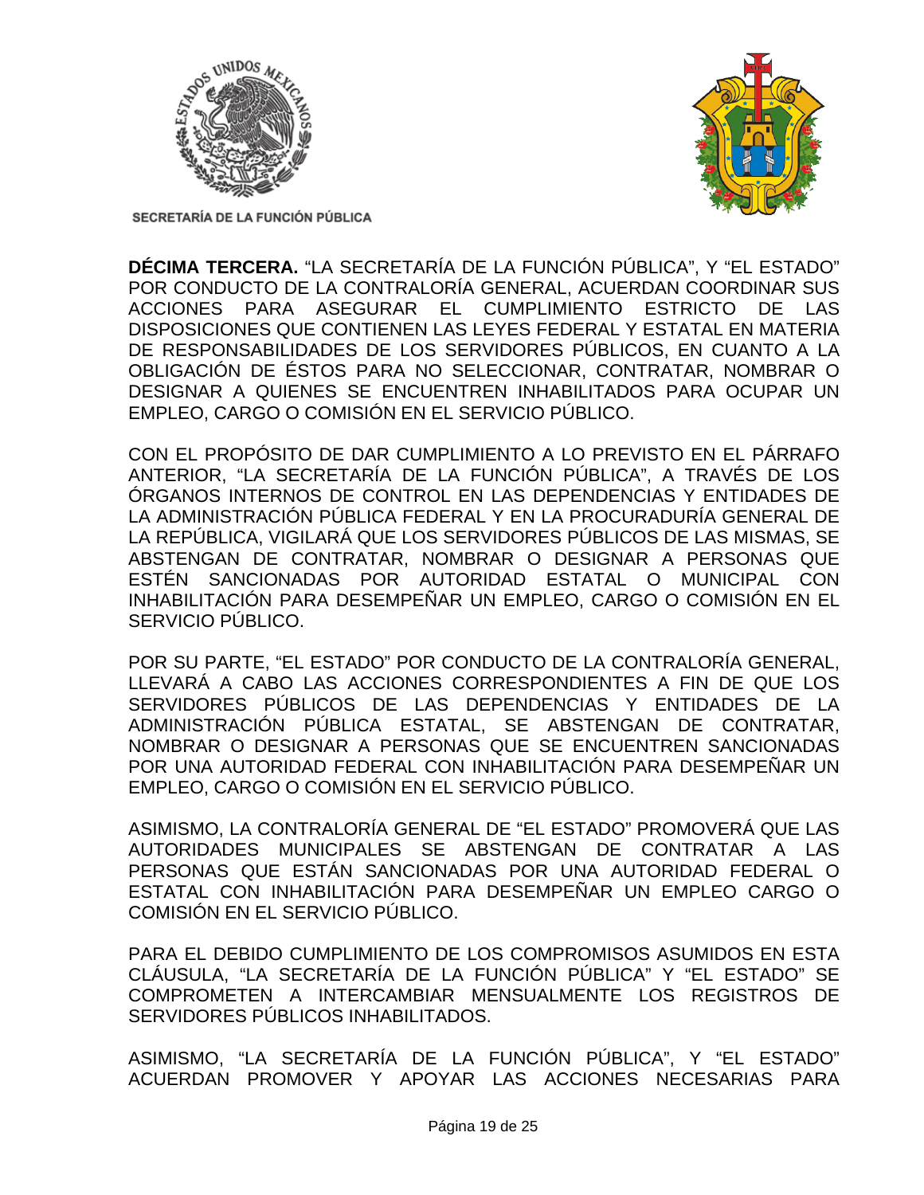**DÉCIMA TERCERA.** "LA SECRETARÍA DE LA FUNCIÓN PÚBLICA", Y "EL ESTADO" POR CONDUCTO DE LA CONTRALORÍA GENERAL, ACUERDAN COORDINAR SUS ACCIONES PARA ASEGURAR EL CUMPLIMIENTO ESTRICTO DE LAS DISPOSICIONES QUE CONTIENEN LAS LEYES FEDERAL Y ESTATAL EN MATERIA DE RESPONSABILIDADES DE LOS SERVIDORES PÚBLICOS, EN CUANTO A LA OBLIGACIÓN DE ÉSTOS PARA NO SELECCIONAR, CONTRATAR, NOMBRAR O DESIGNAR A QUIENES SE ENCUENTREN INHABILITADOS PARA OCUPAR UN EMPLEO, CARGO O COMISIÓN EN EL SERVICIO PÚBLICO.

CON EL PROPÓSITO DE DAR CUMPLIMIENTO A LO PREVISTO EN EL PÁRRAFO ANTERIOR, "LA SECRETARÍA DE LA FUNCIÓN PÚBLICA", A TRAVÉS DE LOS ÓRGANOS INTERNOS DE CONTROL EN LAS DEPENDENCIAS Y ENTIDADES DE LA ADMINISTRACIÓN PÚBLICA FEDERAL Y EN LA PROCURADURÍA GENERAL DE LA REPÚBLICA, VIGILARÁ QUE LOS SERVIDORES PÚBLICOS DE LAS MISMAS, SE ABSTENGAN DE CONTRATAR, NOMBRAR O DESIGNAR A PERSONAS QUE ESTÉN SANCIONADAS POR AUTORIDAD ESTATAL O MUNICIPAL CON INHABILITACIÓN PARA DESEMPEÑAR UN EMPLEO, CARGO O COMISIÓN EN EL SERVICIO PÚBLICO.

POR SU PARTE, "EL ESTADO" POR CONDUCTO DE LA CONTRALORÍA GENERAL, LLEVARÁ A CABO LAS ACCIONES CORRESPONDIENTES A FIN DE QUE LOS SERVIDORES PÚBLICOS DE LAS DEPENDENCIAS Y ENTIDADES DE LA ADMINISTRACIÓN PÚBLICA ESTATAL, SE ABSTENGAN DE CONTRATAR, NOMBRAR O DESIGNAR A PERSONAS QUE SE ENCUENTREN SANCIONADAS POR UNA AUTORIDAD FEDERAL CON INHABILITACIÓN PARA DESEMPEÑAR UN EMPLEO, CARGO O COMISIÓN EN EL SERVICIO PÚBLICO.

ASIMISMO, LA CONTRALORÍA GENERAL DE "EL ESTADO" PROMOVERÁ QUE LAS AUTORIDADES MUNICIPALES SE ABSTENGAN DE CONTRATAR A LAS PERSONAS QUE ESTÁN SANCIONADAS POR UNA AUTORIDAD FEDERAL O ESTATAL CON INHABILITACIÓN PARA DESEMPEÑAR UN EMPLEO CARGO O COMISIÓN EN EL SERVICIO PÚBLICO.

PARA EL DEBIDO CUMPLIMIENTO DE LOS COMPROMISOS ASUMIDOS EN ESTA CLÁUSULA, "LA SECRETARÍA DE LA FUNCIÓN PÚBLICA" Y "EL ESTADO" SE COMPROMETEN A INTERCAMBIAR MENSUALMENTE LOS REGISTROS DE SERVIDORES PÚBLICOS INHABILITADOS.

ASIMISMO, "LA SECRETARÍA DE LA FUNCIÓN PÚBLICA", Y "EL ESTADO" ACUERDAN PROMOVER Y APOYAR LAS ACCIONES NECESARIAS PARA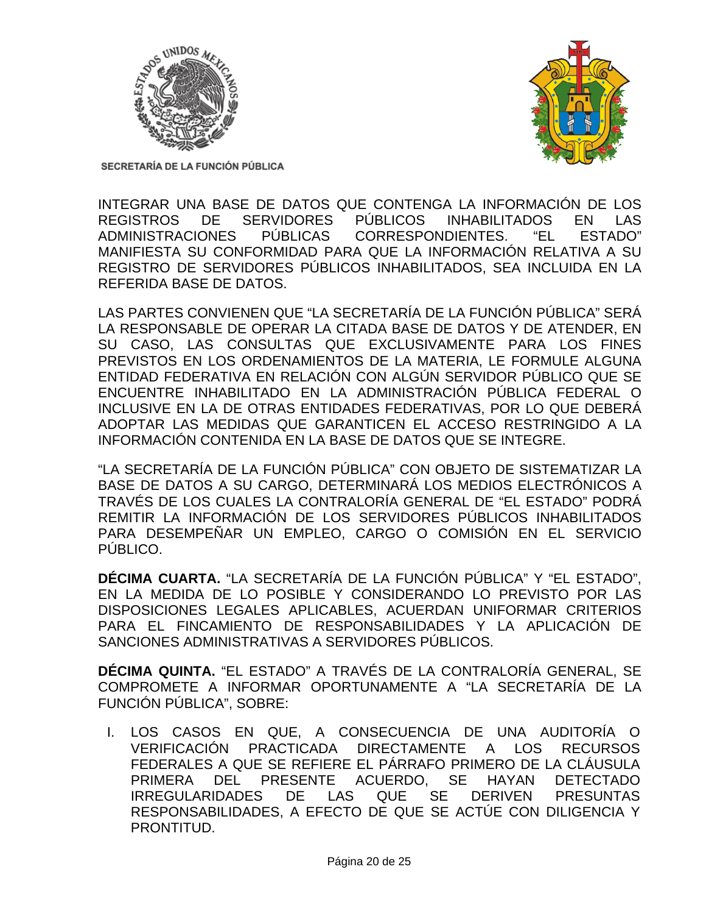INTEGRAR UNA BASE DE DATOS QUE CONTENGA LA INFORMACIÓN DE LOS REGISTROS DE SERVIDORES PÚBLICOS INHABILITADOS EN LAS ADMINISTRACIONES PÚBLICAS CORRESPONDIENTES. "EL ESTADO" MANIFIESTA SU CONFORMIDAD PARA QUE LA INFORMACIÓN RELATIVA A SU REGISTRO DE SERVIDORES PÚBLICOS INHABILITADOS, SEA INCLUIDA EN LA REFERIDA BASE DE DATOS.

LAS PARTES CONVIENEN QUE "LA SECRETARÍA DE LA FUNCIÓN PÚBLICA" SERÁ LA RESPONSABLE DE OPERAR LA CITADA BASE DE DATOS Y DE ATENDER, EN SU CASO, LAS CONSULTAS QUE EXCLUSIVAMENTE PARA LOS FINES PREVISTOS EN LOS ORDENAMIENTOS DE LA MATERIA, LE FORMULE ALGUNA ENTIDAD FEDERATIVA EN RELACIÓN CON ALGÚN SERVIDOR PÚBLICO QUE SE ENCUENTRE INHABILITADO EN LA ADMINISTRACIÓN PÚBLICA FEDERAL O INCLUSIVE EN LA DE OTRAS ENTIDADES FEDERATIVAS, POR LO QUE DEBERÁ ADOPTAR LAS MEDIDAS QUE GARANTICEN EL ACCESO RESTRINGIDO A LA INFORMACIÓN CONTENIDA EN LA BASE DE DATOS QUE SE INTEGRE.

"LA SECRETARÍA DE LA FUNCIÓN PÚBLICA" CON OBJETO DE SISTEMATIZAR LA BASE DE DATOS A SU CARGO, DETERMINARÁ LOS MEDIOS ELECTRÓNICOS A TRAVÉS DE LOS CUALES LA CONTRALORÍA GENERAL DE "EL ESTADO" PODRÁ REMITIR LA INFORMACIÓN DE LOS SERVIDORES PÚBLICOS INHABILITADOS PARA DESEMPEÑAR UN EMPLEO, CARGO O COMISIÓN EN EL SERVICIO PÚBLICO.

**DÉCIMA CUARTA.** "LA SECRETARÍA DE LA FUNCIÓN PÚBLICA" Y "EL ESTADO", EN LA MEDIDA DE LO POSIBLE Y CONSIDERANDO LO PREVISTO POR LAS DISPOSICIONES LEGALES APLICABLES, ACUERDAN UNIFORMAR CRITERIOS PARA EL FINCAMIENTO DE RESPONSABILIDADES Y LA APLICACIÓN DE SANCIONES ADMINISTRATIVAS A SERVIDORES PÚBLICOS.

**DÉCIMA QUINTA.** "EL ESTADO" A TRAVÉS DE LA CONTRALORÍA GENERAL, SE COMPROMETE A INFORMAR OPORTUNAMENTE A "LA SECRETARÍA DE LA FUNCIÓN PÚBLICA", SOBRE:

I. LOS CASOS EN QUE, A CONSECUENCIA DE UNA AUDITORÍA O VERIFICACIÓN PRACTICADA DIRECTAMENTE A LOS RECURSOS FEDERALES A QUE SE REFIERE EL PÁRRAFO PRIMERO DE LA CLÁUSULA PRIMERA DEL PRESENTE ACUERDO, SE HAYAN DETECTADO IRREGULARIDADES DE LAS QUE SE DERIVEN PRESUNTAS RESPONSABILIDADES, A EFECTO DE QUE SE ACTÚE CON DILIGENCIA Y PRONTITUD.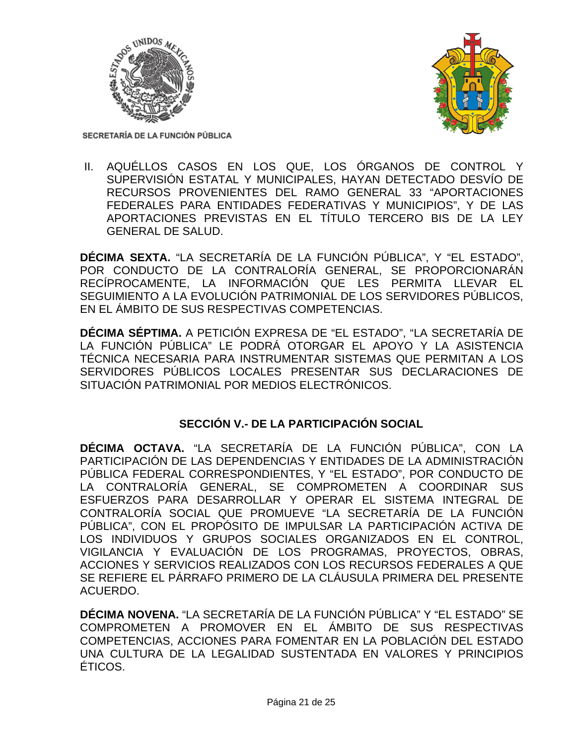II. AQUÉLLOS CASOS EN LOS QUE, LOS ÓRGANOS DE CONTROL Y SUPERVISIÓN ESTATAL Y MUNICIPALES, HAYAN DETECTADO DESVÍO DE RECURSOS PROVENIENTES DEL RAMO GENERAL 33 "APORTACIONES FEDERALES PARA ENTIDADES FEDERATIVAS Y MUNICIPIOS", Y DE LAS APORTACIONES PREVISTAS EN EL TÍTULO TERCERO BIS DE LA LEY GENERAL DE SALUD.

**DÉCIMA SEXTA.** "LA SECRETARÍA DE LA FUNCIÓN PÚBLICA", Y "EL ESTADO", POR CONDUCTO DE LA CONTRALORÍA GENERAL, SE PROPORCIONARÁN RECÍPROCAMENTE, LA INFORMACIÓN QUE LES PERMITA LLEVAR EL SEGUIMIENTO A LA EVOLUCIÓN PATRIMONIAL DE LOS SERVIDORES PÚBLICOS, EN EL ÁMBITO DE SUS RESPECTIVAS COMPETENCIAS.

**DÉCIMA SÉPTIMA.** A PETICIÓN EXPRESA DE "EL ESTADO", "LA SECRETARÍA DE LA FUNCIÓN PÚBLICA" LE PODRÁ OTORGAR EL APOYO Y LA ASISTENCIA TÉCNICA NECESARIA PARA INSTRUMENTAR SISTEMAS QUE PERMITAN A LOS SERVIDORES PÚBLICOS LOCALES PRESENTAR SUS DECLARACIONES DE SITUACIÓN PATRIMONIAL POR MEDIOS ELECTRÓNICOS.

## SECCIÓN V.- DE LA PARTICIPACIÓN SOCIAL

**DÉCIMA OCTAVA.** "LA SECRETARÍA DE LA FUNCIÓN PÚBLICA", CON LA PARTICIPACIÓN DE LAS DEPENDENCIAS Y ENTIDADES DE LA ADMINISTRACIÓN PÚBLICA FEDERAL CORRESPONDIENTES, Y "EL ESTADO", POR CONDUCTO DE LA CONTRALORÍA GENERAL, SE COMPROMETEN A COORDINAR SUS ESFUERZOS PARA DESARROLLAR Y OPERAR EL SISTEMA INTEGRAL DE CONTRALORÍA SOCIAL QUE PROMUEVE "LA SECRETARÍA DE LA FUNCIÓN PÚBLICA", CON EL PROPÓSITO DE IMPULSAR LA PARTICIPACIÓN ACTIVA DE LOS INDIVIDUOS Y GRUPOS SOCIALES ORGANIZADOS EN EL CONTROL, VIGILANCIA Y EVALUACIÓN DE LOS PROGRAMAS, PROYECTOS, OBRAS, ACCIONES Y SERVICIOS REALIZADOS CON LOS RECURSOS FEDERALES A QUE SE REFIERE EL PÁRRAFO PRIMERO DE LA CLÁUSULA PRIMERA DEL PRESENTE ACUERDO.

**DÉCIMA NOVENA.** "LA SECRETARÍA DE LA FUNCIÓN PÚBLICA" Y "EL ESTADO" SE COMPROMETEN A PROMOVER EN EL ÁMBITO DE SUS RESPECTIVAS COMPETENCIAS, ACCIONES PARA FOMENTAR EN LA POBLACIÓN DEL ESTADO UNA CULTURA DE LA LEGALIDAD SUSTENTADA EN VALORES Y PRINCIPIOS ÉTICOS.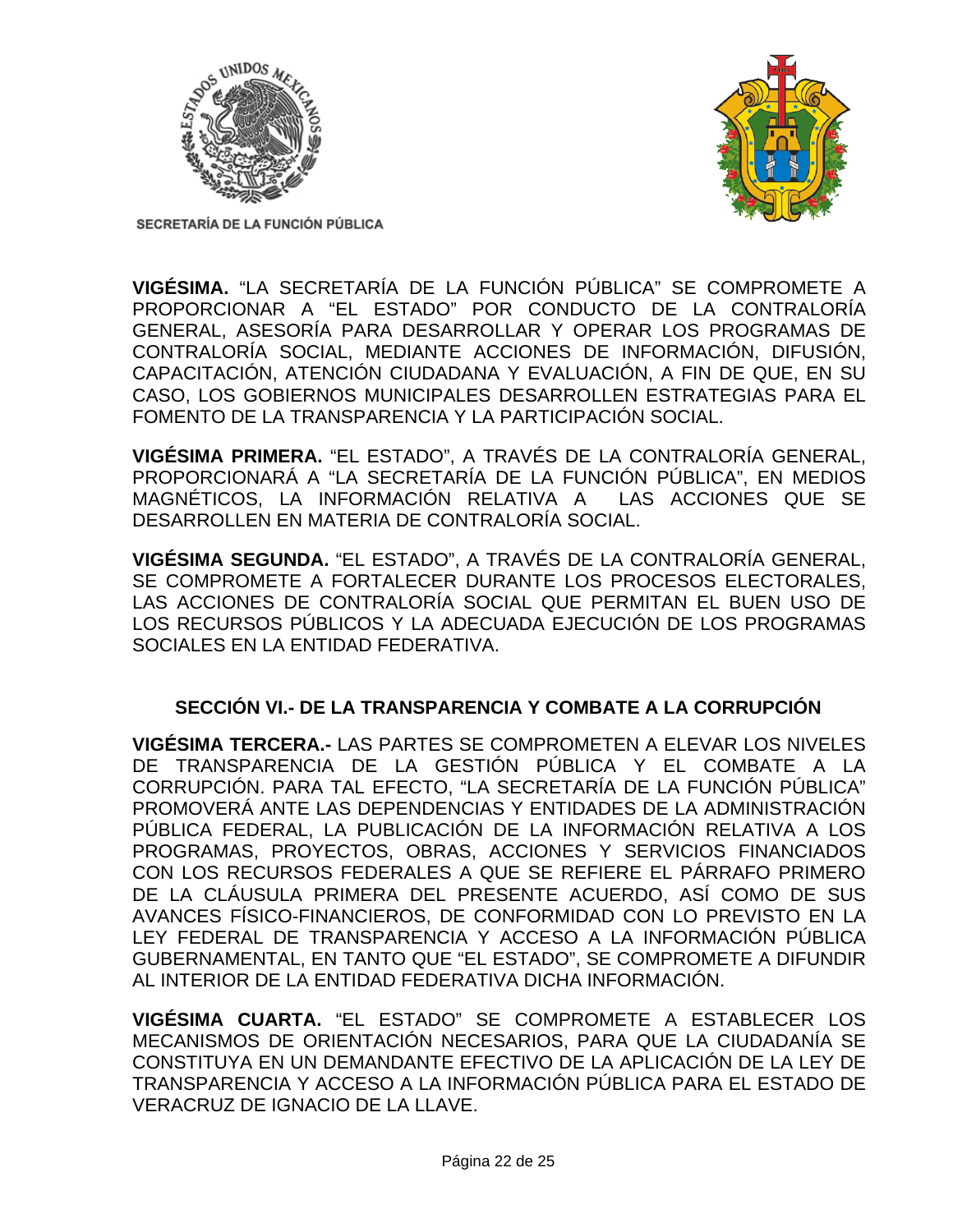**VIGÉSIMA.** "LA SECRETARÍA DE LA FUNCIÓN PÚBLICA" SE COMPROMETE A PROPORCIONAR A "EL ESTADO" POR CONDUCTO DE LA CONTRALORÍA GENERAL, ASESORÍA PARA DESARROLLAR Y OPERAR LOS PROGRAMAS DE CONTRALORÍA SOCIAL, MEDIANTE ACCIONES DE INFORMACIÓN, DIFUSIÓN, CAPACITACIÓN, ATENCIÓN CIUDADANA Y EVALUACIÓN, A FIN DE QUE, EN SU CASO, LOS GOBIERNOS MUNICIPALES DESARROLLEN ESTRATEGIAS PARA EL FOMENTO DE LA TRANSPARENCIA Y LA PARTICIPACIÓN SOCIAL.

**VIGÉSIMA PRIMERA.** "EL ESTADO", A TRAVÉS DE LA CONTRALORÍA GENERAL, PROPORCIONARÁ A "LA SECRETARÍA DE LA FUNCIÓN PÚBLICA", EN MEDIOS MAGNÉTICOS, LA INFORMACIÓN RELATIVA A LAS ACCIONES QUE SE DESARROLLEN EN MATERIA DE CONTRALORÍA SOCIAL.

**VIGÉSIMA SEGUNDA.** "EL ESTADO", A TRAVÉS DE LA CONTRALORÍA GENERAL, SE COMPROMETE A FORTALECER DURANTE LOS PROCESOS ELECTORALES, LAS ACCIONES DE CONTRALORÍA SOCIAL QUE PERMITAN EL BUEN USO DE LOS RECURSOS PÚBLICOS Y LA ADECUADA EJECUCIÓN DE LOS PROGRAMAS SOCIALES EN LA ENTIDAD FEDERATIVA.

## SECCIÓN VI.- DE LA TRANSPARENCIA Y COMBATE A LA CORRUPCIÓN

**VIGÉSIMA TERCERA.-** LAS PARTES SE COMPROMETEN A ELEVAR LOS NIVELES DE TRANSPARENCIA DE LA GESTIÓN PÚBLICA Y EL COMBATE A LA CORRUPCIÓN. PARA TAL EFECTO, "LA SECRETARÍA DE LA FUNCIÓN PÚBLICA" PROMOVERÁ ANTE LAS DEPENDENCIAS Y ENTIDADES DE LA ADMINISTRACIÓN PÚBLICA FEDERAL, LA PUBLICACIÓN DE LA INFORMACIÓN RELATIVA A LOS PROGRAMAS, PROYECTOS, OBRAS, ACCIONES Y SERVICIOS FINANCIADOS CON LOS RECURSOS FEDERALES A QUE SE REFIERE EL PÁRRAFO PRIMERO DE LA CLÁUSULA PRIMERA DEL PRESENTE ACUERDO, ASÍ COMO DE SUS AVANCES FÍSICO-FINANCIEROS, DE CONFORMIDAD CON LO PREVISTO EN LA LEY FEDERAL DE TRANSPARENCIA Y ACCESO A LA INFORMACIÓN PÚBLICA GUBERNAMENTAL, EN TANTO QUE "EL ESTADO", SE COMPROMETE A DIFUNDIR AL INTERIOR DE LA ENTIDAD FEDERATIVA DICHA INFORMACIÓN.

**VIGÉSIMA CUARTA.** "EL ESTADO" SE COMPROMETE A ESTABLECER LOS MECANISMOS DE ORIENTACIÓN NECESARIOS, PARA QUE LA CIUDADANÍA SE CONSTITUYA EN UN DEMANDANTE EFECTIVO DE LA APLICACIÓN DE LA LEY DE TRANSPARENCIA Y ACCESO A LA INFORMACIÓN PÚBLICA PARA EL ESTADO DE VERACRUZ DE IGNACIO DE LA LLAVE.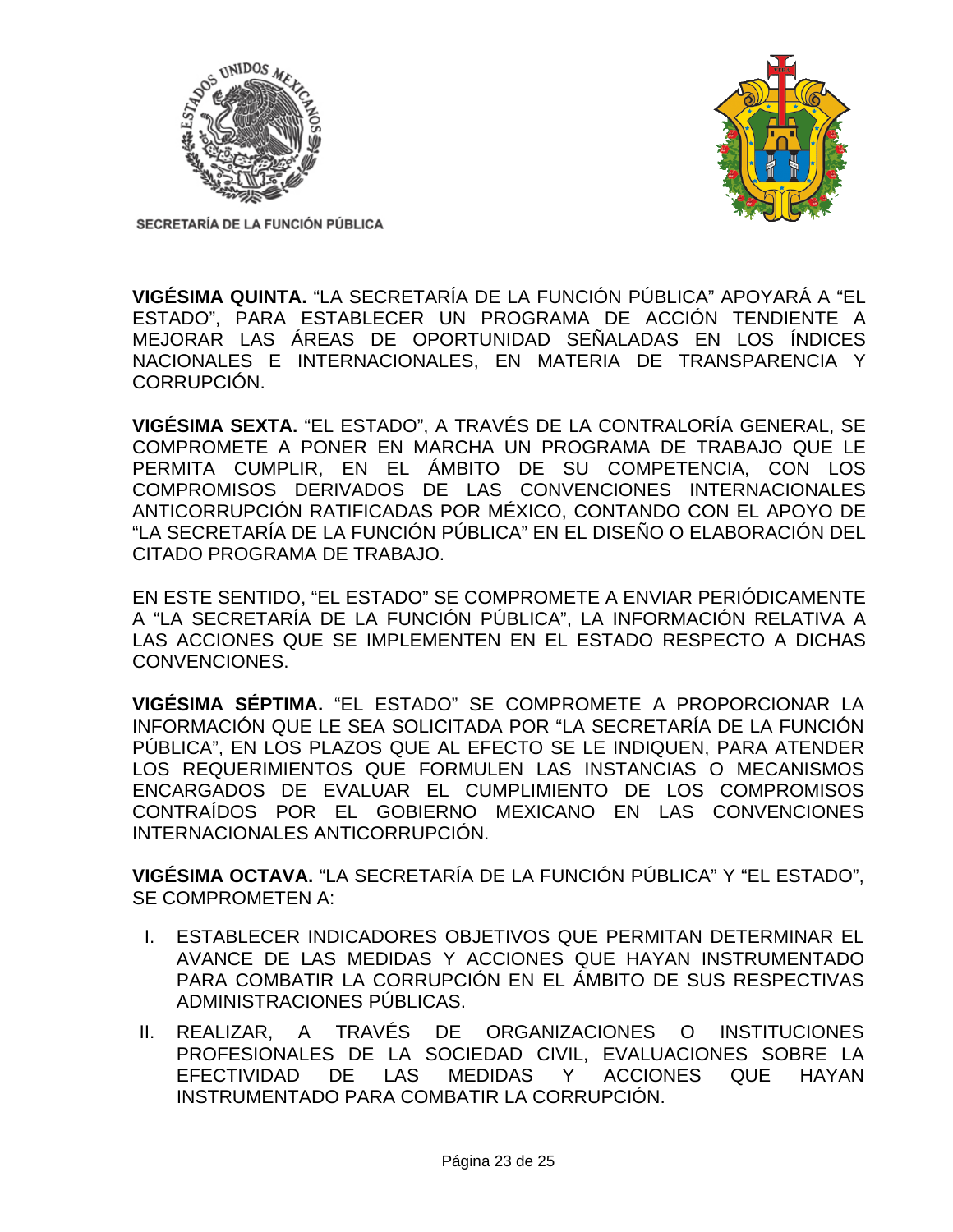**VIGÉSIMA QUINTA.** "LA SECRETARÍA DE LA FUNCIÓN PÚBLICA" APOYARÁ A "EL ESTADO", PARA ESTABLECER UN PROGRAMA DE ACCIÓN TENDIENTE A MEJORAR LAS ÁREAS DE OPORTUNIDAD SEÑALADAS EN LOS ÍNDICES NACIONALES E INTERNACIONALES, EN MATERIA DE TRANSPARENCIA Y CORRUPCIÓN.

**VIGÉSIMA SEXTA.** "EL ESTADO", A TRAVÉS DE LA CONTRALORÍA GENERAL, SE COMPROMETE A PONER EN MARCHA UN PROGRAMA DE TRABAJO QUE LE PERMITA CUMPLIR, EN EL ÁMBITO DE SU COMPETENCIA, CON LOS COMPROMISOS DERIVADOS DE LAS CONVENCIONES INTERNACIONALES ANTICORRUPCIÓN RATIFICADAS POR MÉXICO, CONTANDO CON EL APOYO DE "LA SECRETARÍA DE LA FUNCIÓN PÚBLICA" EN EL DISEÑO O ELABORACIÓN DEL CITADO PROGRAMA DE TRABAJO.

EN ESTE SENTIDO, "EL ESTADO" SE COMPROMETE A ENVIAR PERIÓDICAMENTE A "LA SECRETARÍA DE LA FUNCIÓN PÚBLICA", LA INFORMACIÓN RELATIVA A LAS ACCIONES QUE SE IMPLEMENTEN EN EL ESTADO RESPECTO A DICHAS CONVENCIONES.

**VIGÉSIMA SÉPTIMA.** "EL ESTADO" SE COMPROMETE A PROPORCIONAR LA INFORMACIÓN QUE LE SEA SOLICITADA POR "LA SECRETARÍA DE LA FUNCIÓN PÚBLICA", EN LOS PLAZOS QUE AL EFECTO SE LE INDIQUEN, PARA ATENDER LOS REQUERIMIENTOS QUE FORMULEN LAS INSTANCIAS O MECANISMOS ENCARGADOS DE EVALUAR EL CUMPLIMIENTO DE LOS COMPROMISOS CONTRAÍDOS POR EL GOBIERNO MEXICANO EN LAS CONVENCIONES INTERNACIONALES ANTICORRUPCIÓN.

**VIGÉSIMA OCTAVA.** "LA SECRETARÍA DE LA FUNCIÓN PÚBLICA" Y "EL ESTADO", SE COMPROMETEN A:

I. ESTABLECER INDICADORES OBJETIVOS QUE PERMITAN DETERMINAR EL AVANCE DE LAS MEDIDAS Y ACCIONES QUE HAYAN INSTRUMENTADO PARA COMBATIR LA CORRUPCIÓN EN EL ÁMBITO DE SUS RESPECTIVAS ADMINISTRACIONES PÚBLICAS.

II. REALIZAR, A TRAVÉS DE ORGANIZACIONES O INSTITUCIONES PROFESIONALES DE LA SOCIEDAD CIVIL, EVALUACIONES SOBRE LA EFECTIVIDAD DE LAS MEDIDAS Y ACCIONES QUE HAYAN INSTRUMENTADO PARA COMBATIR LA CORRUPCIÓN.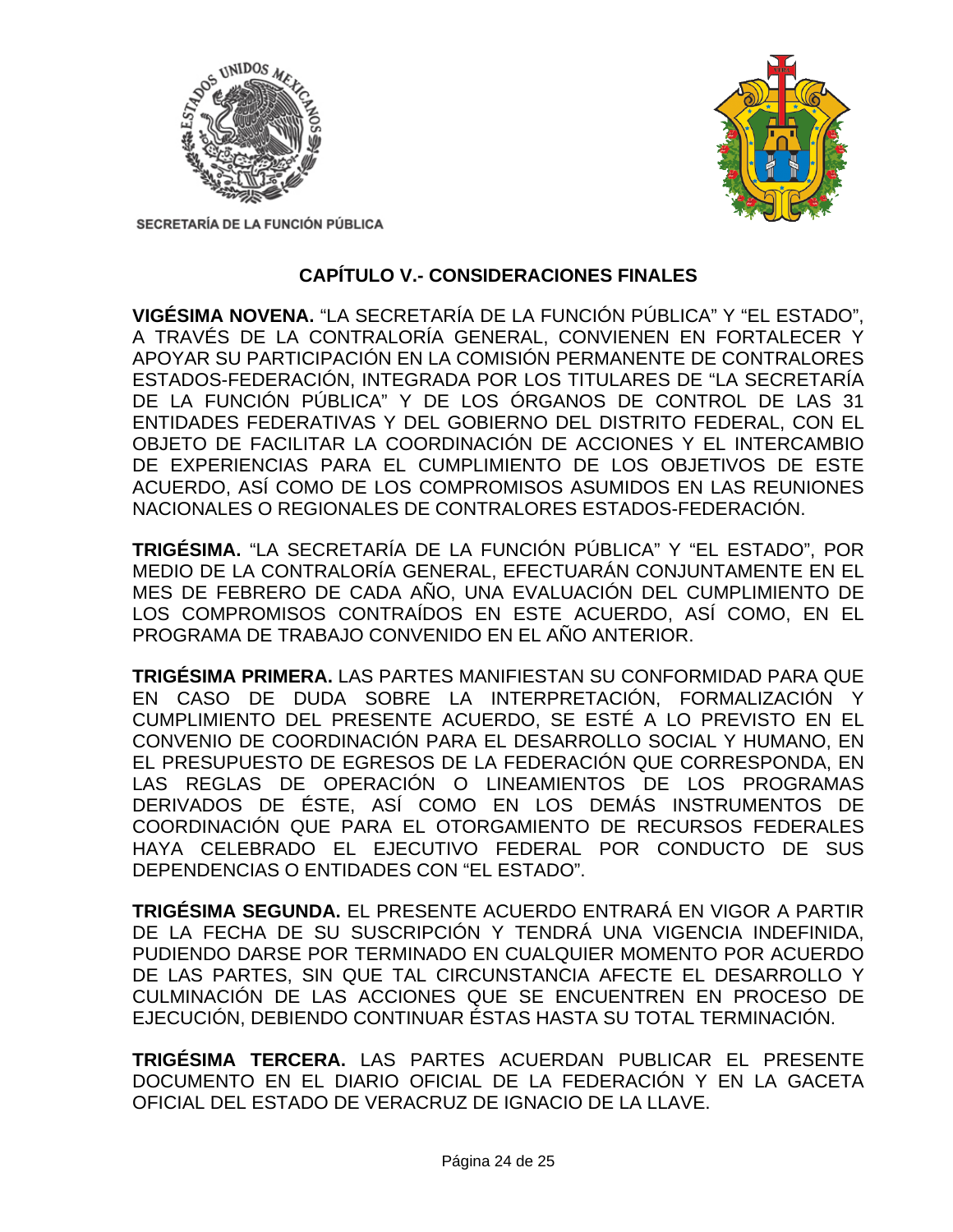## CAPÍTULO V.- CONSIDERACIONES FINALES

**VIGÉSIMA NOVENA.** "LA SECRETARÍA DE LA FUNCIÓN PÚBLICA" Y "EL ESTADO", A TRAVÉS DE LA CONTRALORÍA GENERAL, CONVIENEN EN FORTALECER Y APOYAR SU PARTICIPACIÓN EN LA COMISIÓN PERMANENTE DE CONTRALORES ESTADOS-FEDERACIÓN, INTEGRADA POR LOS TITULARES DE "LA SECRETARÍA DE LA FUNCIÓN PÚBLICA" Y DE LOS ÓRGANOS DE CONTROL DE LAS 31 ENTIDADES FEDERATIVAS Y DEL GOBIERNO DEL DISTRITO FEDERAL, CON EL OBJETO DE FACILITAR LA COORDINACIÓN DE ACCIONES Y EL INTERCAMBIO DE EXPERIENCIAS PARA EL CUMPLIMIENTO DE LOS OBJETIVOS DE ESTE ACUERDO, ASÍ COMO DE LOS COMPROMISOS ASUMIDOS EN LAS REUNIONES NACIONALES O REGIONALES DE CONTRALORES ESTADOS-FEDERACIÓN.

**TRIGÉSIMA.** "LA SECRETARÍA DE LA FUNCIÓN PÚBLICA" Y "EL ESTADO", POR MEDIO DE LA CONTRALORÍA GENERAL, EFECTUARÁN CONJUNTAMENTE EN EL MES DE FEBRERO DE CADA AÑO, UNA EVALUACIÓN DEL CUMPLIMIENTO DE LOS COMPROMISOS CONTRAÍDOS EN ESTE ACUERDO, ASÍ COMO, EN EL PROGRAMA DE TRABAJO CONVENIDO EN EL AÑO ANTERIOR.

**TRIGÉSIMA PRIMERA.** LAS PARTES MANIFIESTAN SU CONFORMIDAD PARA QUE EN CASO DE DUDA SOBRE LA INTERPRETACIÓN, FORMALIZACIÓN Y CUMPLIMIENTO DEL PRESENTE ACUERDO, SE ESTÉ A LO PREVISTO EN EL CONVENIO DE COORDINACIÓN PARA EL DESARROLLO SOCIAL Y HUMANO, EN EL PRESUPUESTO DE EGRESOS DE LA FEDERACIÓN QUE CORRESPONDA, EN LAS REGLAS DE OPERACIÓN O LINEAMIENTOS DE LOS PROGRAMAS DERIVADOS DE ÉSTE, ASÍ COMO EN LOS DEMÁS INSTRUMENTOS DE COORDINACIÓN QUE PARA EL OTORGAMIENTO DE RECURSOS FEDERALES HAYA CELEBRADO EL EJECUTIVO FEDERAL POR CONDUCTO DE SUS DEPENDENCIAS O ENTIDADES CON "EL ESTADO".

**TRIGÉSIMA SEGUNDA.** EL PRESENTE ACUERDO ENTRARÁ EN VIGOR A PARTIR DE LA FECHA DE SU SUSCRIPCIÓN Y TENDRÁ UNA VIGENCIA INDEFINIDA, PUDIENDO DARSE POR TERMINADO EN CUALQUIER MOMENTO POR ACUERDO DE LAS PARTES, SIN QUE TAL CIRCUNSTANCIA AFECTE EL DESARROLLO Y CULMINACIÓN DE LAS ACCIONES QUE SE ENCUENTREN EN PROCESO DE EJECUCIÓN, DEBIENDO CONTINUAR ÉSTAS HASTA SU TOTAL TERMINACIÓN.

**TRIGÉSIMA TERCERA.** LAS PARTES ACUERDAN PUBLICAR EL PRESENTE DOCUMENTO EN EL DIARIO OFICIAL DE LA FEDERACIÓN Y EN LA GACETA OFICIAL DEL ESTADO DE VERACRUZ DE IGNACIO DE LA LLAVE.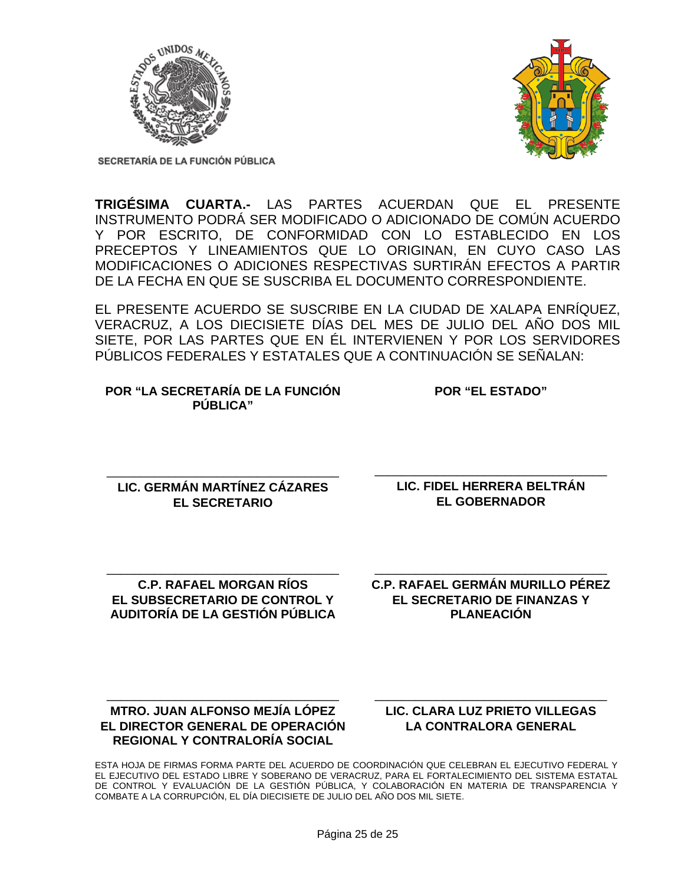SECRETARÍA DE LA FUNCIÓN PÚBLICA

**TRIGÉSIMA CUARTA.-** LAS PARTES ACUERDAN QUE EL PRESENTE INSTRUMENTO PODRÁ SER MODIFICADO O ADICIONADO DE COMÚN ACUERDO Y POR ESCRITO, DE CONFORMIDAD CON LO ESTABLECIDO EN LOS PRECEPTOS Y LINEAMIENTOS QUE LO ORIGINAN, EN CUYO CASO LAS MODIFICACIONES O ADICIONES RESPECTIVAS SURTIRÁN EFECTOS A PARTIR DE LA FECHA EN QUE SE SUSCRIBA EL DOCUMENTO CORRESPONDIENTE.

EL PRESENTE ACUERDO SE SUSCRIBE EN LA CIUDAD DE XALAPA ENRÍQUEZ, VERACRUZ, A LOS DIECISIETE DÍAS DEL MES DE JULIO DEL AÑO DOS MIL SIETE, POR LAS PARTES QUE EN ÉL INTERVIENEN Y POR LOS SERVIDORES PÚBLICOS FEDERALES Y ESTATALES QUE A CONTINUACIÓN SE SEÑALAN:

**POR "LA SECRETARÍA DE LA FUNCIÓN PÚBLICA"**

**LIC. GERMÁN MARTÍNEZ CÁZARES**
**EL SECRETARIO**

**C.P. RAFAEL MORGAN RÍOS**
**EL SUBSECRETARIO DE CONTROL Y AUDITORÍA DE LA GESTIÓN PÚBLICA**

**MTRO. JUAN ALFONSO MEJÍA LÓPEZ**
**EL DIRECTOR GENERAL DE OPERACIÓN REGIONAL Y CONTRALORÍA SOCIAL**

**POR "EL ESTADO"**

**LIC. FIDEL HERRERA BELTRÁN**
**EL GOBERNADOR**

**C.P. RAFAEL GERMÁN MURILLO PÉREZ**
**EL SECRETARIO DE FINANZAS Y PLANEACIÓN**

**LIC. CLARA LUZ PRIETO VILLEGAS**
**LA CONTRALORA GENERAL**

ESTA HOJA DE FIRMAS FORMA PARTE DEL ACUERDO DE COORDINACIÓN QUE CELEBRAN EL EJECUTIVO FEDERAL Y EL EJECUTIVO DEL ESTADO LIBRE Y SOBERANO DE VERACRUZ, PARA EL FORTALECIMIENTO DEL SISTEMA ESTATAL DE CONTROL Y EVALUACIÓN DE LA GESTIÓN PÚBLICA, Y COLABORACIÓN EN MATERIA DE TRANSPARENCIA Y COMBATE A LA CORRUPCIÓN, EL DÍA DIECISIETE DE JULIO DEL AÑO DOS MIL SIETE.